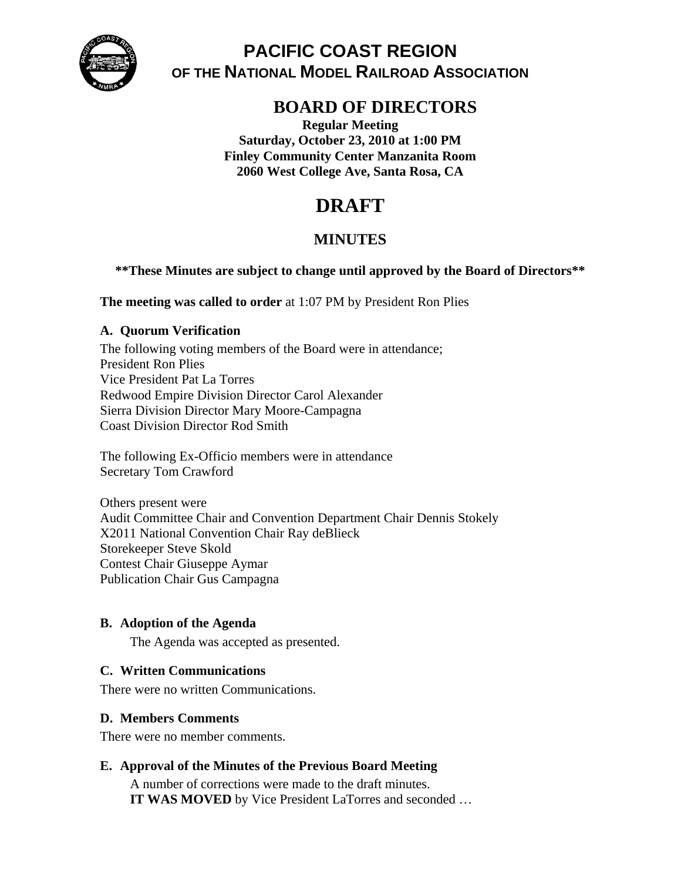# PACIFIC COAST REGION
## OF THE NATIONAL MODEL RAILROAD ASSOCIATION

## BOARD OF DIRECTORS

**Regular Meeting**
**Saturday, October 23, 2010 at 1:00 PM**
**Finley Community Center Manzanita Room**
**2060 West College Ave, Santa Rosa, CA**

# DRAFT

## MINUTES

**\*\*These Minutes are subject to change until approved by the Board of Directors\*\***

**The meeting was called to order** at 1:07 PM by President Ron Plies

### A. Quorum Verification

The following voting members of the Board were in attendance;
President Ron Plies
Vice President Pat La Torres
Redwood Empire Division Director Carol Alexander
Sierra Division Director Mary Moore-Campagna
Coast Division Director Rod Smith

The following Ex-Officio members were in attendance
Secretary Tom Crawford

Others present were
Audit Committee Chair and Convention Department Chair Dennis Stokely
X2011 National Convention Chair Ray deBlieck
Storekeeper Steve Skold
Contest Chair Giuseppe Aymar
Publication Chair Gus Campagna

### B. Adoption of the Agenda

The Agenda was accepted as presented.

### C. Written Communications

There were no written Communications.

### D. Members Comments

There were no member comments.

### E. Approval of the Minutes of the Previous Board Meeting

A number of corrections were made to the draft minutes.
**IT WAS MOVED** by Vice President LaTorres and seconded …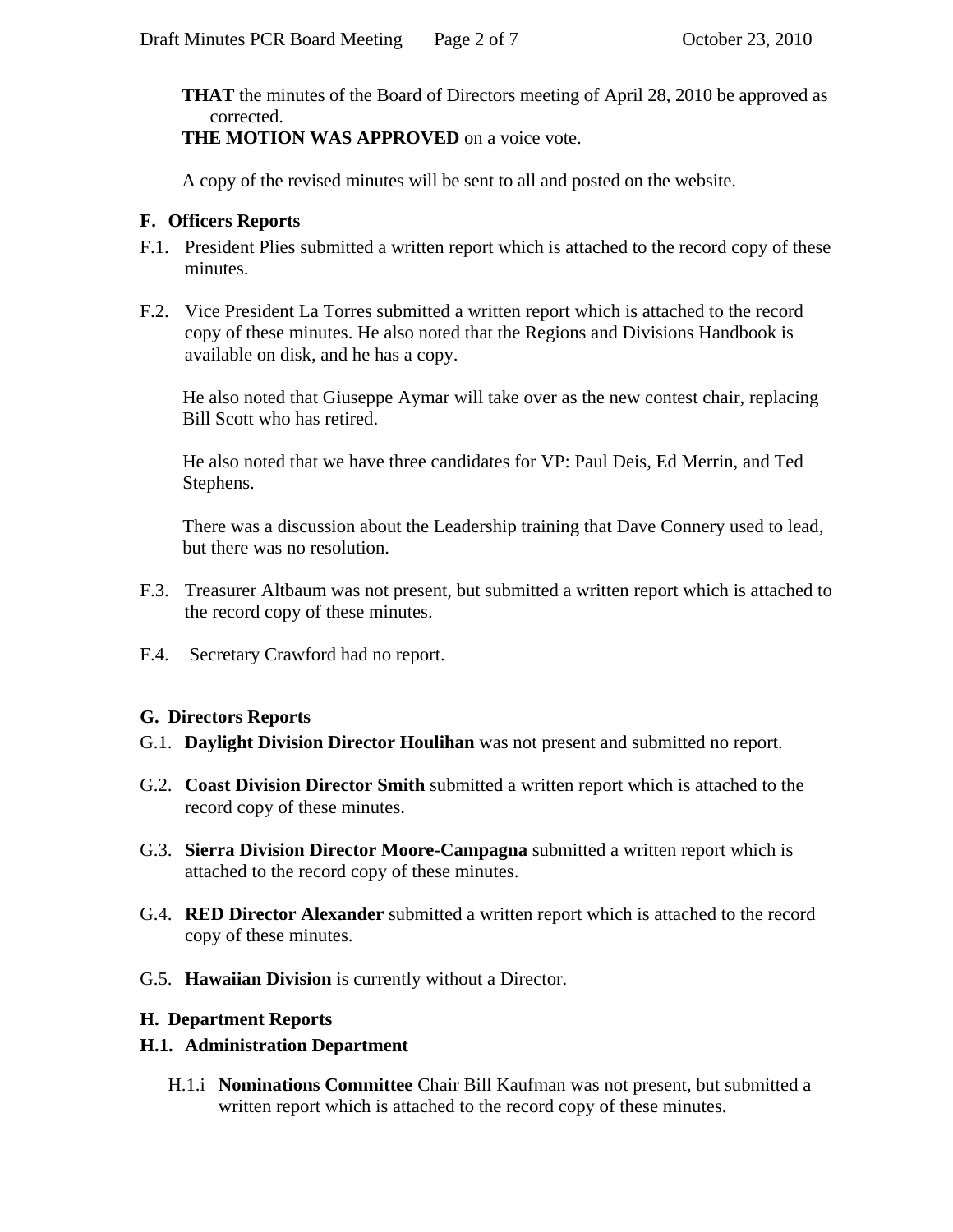**THAT** the minutes of the Board of Directors meeting of April 28, 2010 be approved as corrected.
**THE MOTION WAS APPROVED** on a voice vote.

A copy of the revised minutes will be sent to all and posted on the website.

### F. Officers Reports

F.1. President Plies submitted a written report which is attached to the record copy of these minutes.

F.2. Vice President La Torres submitted a written report which is attached to the record copy of these minutes. He also noted that the Regions and Divisions Handbook is available on disk, and he has a copy.

He also noted that Giuseppe Aymar will take over as the new contest chair, replacing Bill Scott who has retired.

He also noted that we have three candidates for VP: Paul Deis, Ed Merrin, and Ted Stephens.

There was a discussion about the Leadership training that Dave Connery used to lead, but there was no resolution.

F.3. Treasurer Altbaum was not present, but submitted a written report which is attached to the record copy of these minutes.

F.4. Secretary Crawford had no report.

### G. Directors Reports

G.1. **Daylight Division Director Houlihan** was not present and submitted no report.

G.2. **Coast Division Director Smith** submitted a written report which is attached to the record copy of these minutes.

G.3. **Sierra Division Director Moore-Campagna** submitted a written report which is attached to the record copy of these minutes.

G.4. **RED Director Alexander** submitted a written report which is attached to the record copy of these minutes.

G.5. **Hawaiian Division** is currently without a Director.

### H. Department Reports

#### H.1. Administration Department

H.1.i **Nominations Committee** Chair Bill Kaufman was not present, but submitted a written report which is attached to the record copy of these minutes.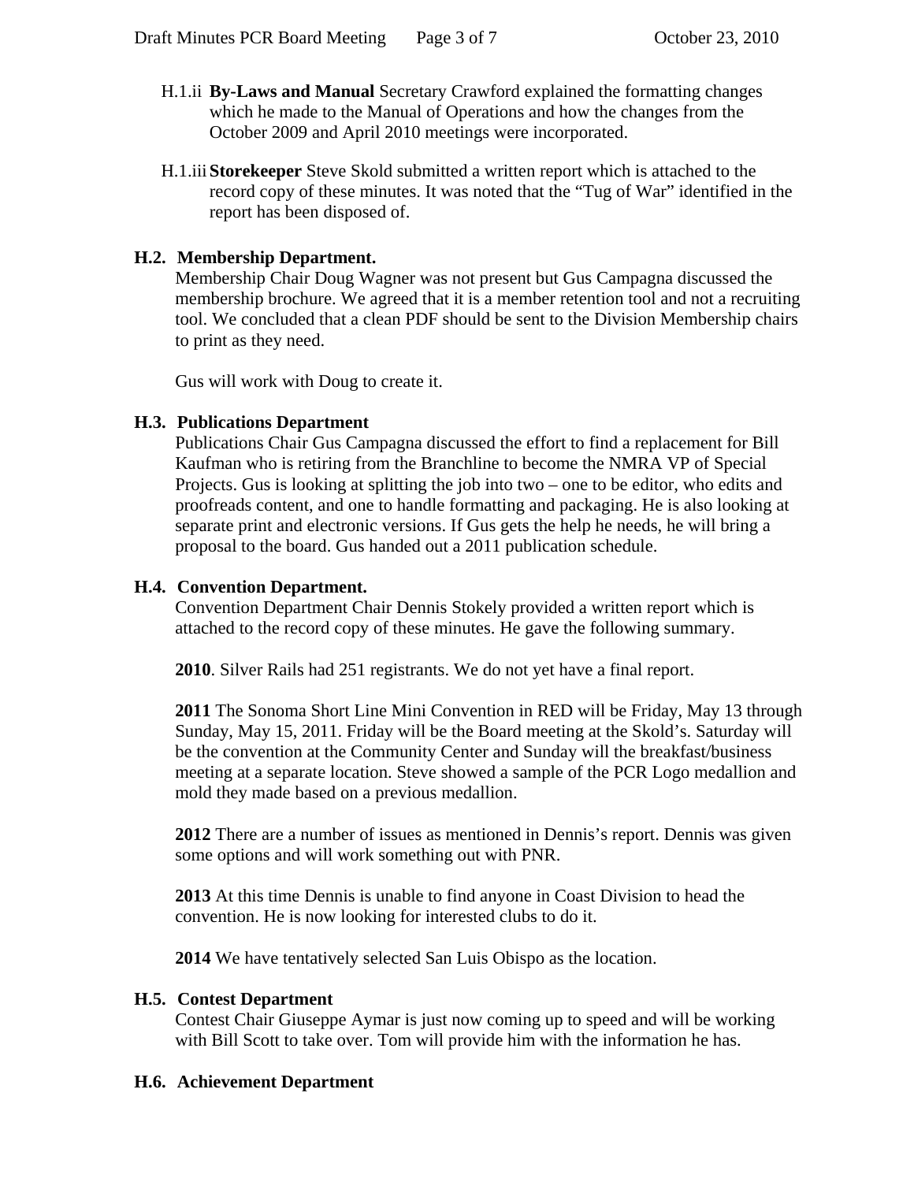H.1.ii **By-Laws and Manual** Secretary Crawford explained the formatting changes which he made to the Manual of Operations and how the changes from the October 2009 and April 2010 meetings were incorporated.

H.1.iii **Storekeeper** Steve Skold submitted a written report which is attached to the record copy of these minutes. It was noted that the "Tug of War" identified in the report has been disposed of.

### H.2. Membership Department.

Membership Chair Doug Wagner was not present but Gus Campagna discussed the membership brochure. We agreed that it is a member retention tool and not a recruiting tool. We concluded that a clean PDF should be sent to the Division Membership chairs to print as they need.

Gus will work with Doug to create it.

### H.3. Publications Department

Publications Chair Gus Campagna discussed the effort to find a replacement for Bill Kaufman who is retiring from the Branchline to become the NMRA VP of Special Projects. Gus is looking at splitting the job into two – one to be editor, who edits and proofreads content, and one to handle formatting and packaging. He is also looking at separate print and electronic versions. If Gus gets the help he needs, he will bring a proposal to the board. Gus handed out a 2011 publication schedule.

### H.4. Convention Department.

Convention Department Chair Dennis Stokely provided a written report which is attached to the record copy of these minutes. He gave the following summary.

**2010**. Silver Rails had 251 registrants. We do not yet have a final report.

**2011** The Sonoma Short Line Mini Convention in RED will be Friday, May 13 through Sunday, May 15, 2011. Friday will be the Board meeting at the Skold's. Saturday will be the convention at the Community Center and Sunday will the breakfast/business meeting at a separate location. Steve showed a sample of the PCR Logo medallion and mold they made based on a previous medallion.

**2012** There are a number of issues as mentioned in Dennis's report. Dennis was given some options and will work something out with PNR.

**2013** At this time Dennis is unable to find anyone in Coast Division to head the convention. He is now looking for interested clubs to do it.

**2014** We have tentatively selected San Luis Obispo as the location.

### H.5. Contest Department

Contest Chair Giuseppe Aymar is just now coming up to speed and will be working with Bill Scott to take over. Tom will provide him with the information he has.

### H.6. Achievement Department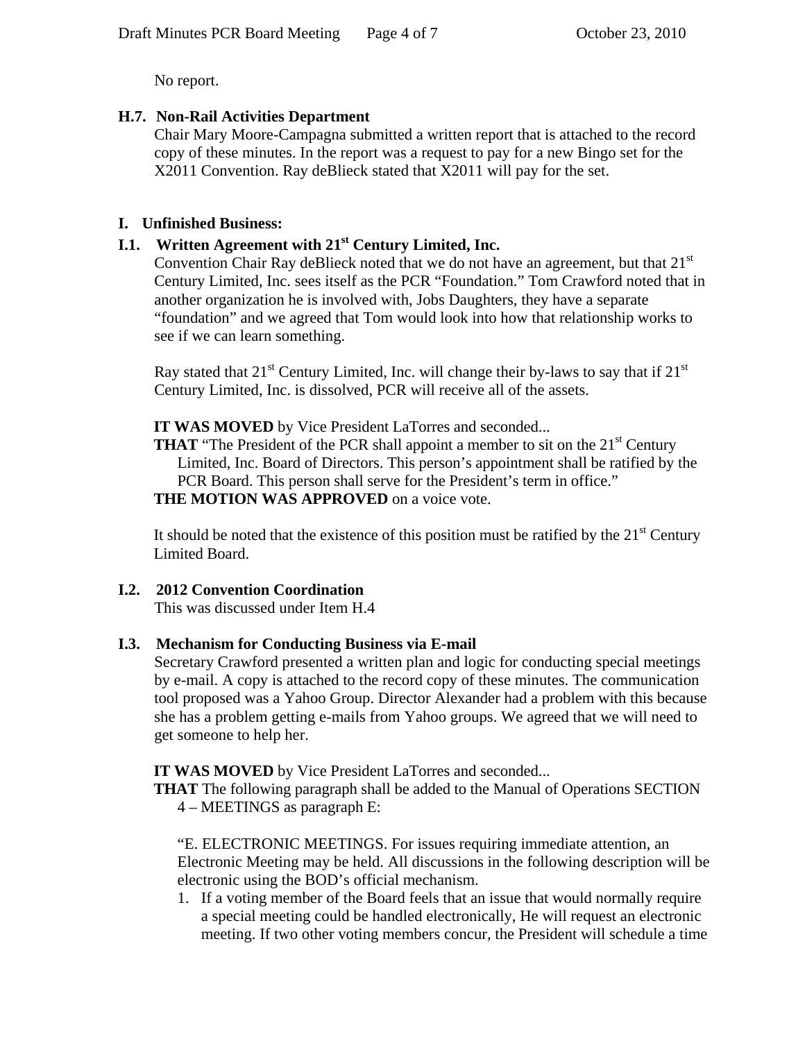No report.

### H.7. Non-Rail Activities Department

Chair Mary Moore-Campagna submitted a written report that is attached to the record copy of these minutes. In the report was a request to pay for a new Bingo set for the X2011 Convention. Ray deBlieck stated that X2011 will pay for the set.

## I. Unfinished Business:

### I.1. Written Agreement with 21st Century Limited, Inc.

Convention Chair Ray deBlieck noted that we do not have an agreement, but that 21st Century Limited, Inc. sees itself as the PCR "Foundation." Tom Crawford noted that in another organization he is involved with, Jobs Daughters, they have a separate "foundation" and we agreed that Tom would look into how that relationship works to see if we can learn something.

Ray stated that 21st Century Limited, Inc. will change their by-laws to say that if 21st Century Limited, Inc. is dissolved, PCR will receive all of the assets.

**IT WAS MOVED** by Vice President LaTorres and seconded...

**THAT** "The President of the PCR shall appoint a member to sit on the 21st Century Limited, Inc. Board of Directors. This person's appointment shall be ratified by the PCR Board. This person shall serve for the President's term in office."

**THE MOTION WAS APPROVED** on a voice vote.

It should be noted that the existence of this position must be ratified by the 21st Century Limited Board.

### I.2. 2012 Convention Coordination

This was discussed under Item H.4

### I.3. Mechanism for Conducting Business via E-mail

Secretary Crawford presented a written plan and logic for conducting special meetings by e-mail. A copy is attached to the record copy of these minutes. The communication tool proposed was a Yahoo Group. Director Alexander had a problem with this because she has a problem getting e-mails from Yahoo groups. We agreed that we will need to get someone to help her.

**IT WAS MOVED** by Vice President LaTorres and seconded...

**THAT** The following paragraph shall be added to the Manual of Operations SECTION 4 – MEETINGS as paragraph E:

"E. ELECTRONIC MEETINGS. For issues requiring immediate attention, an Electronic Meeting may be held. All discussions in the following description will be electronic using the BOD's official mechanism.

1. If a voting member of the Board feels that an issue that would normally require a special meeting could be handled electronically, He will request an electronic meeting. If two other voting members concur, the President will schedule a time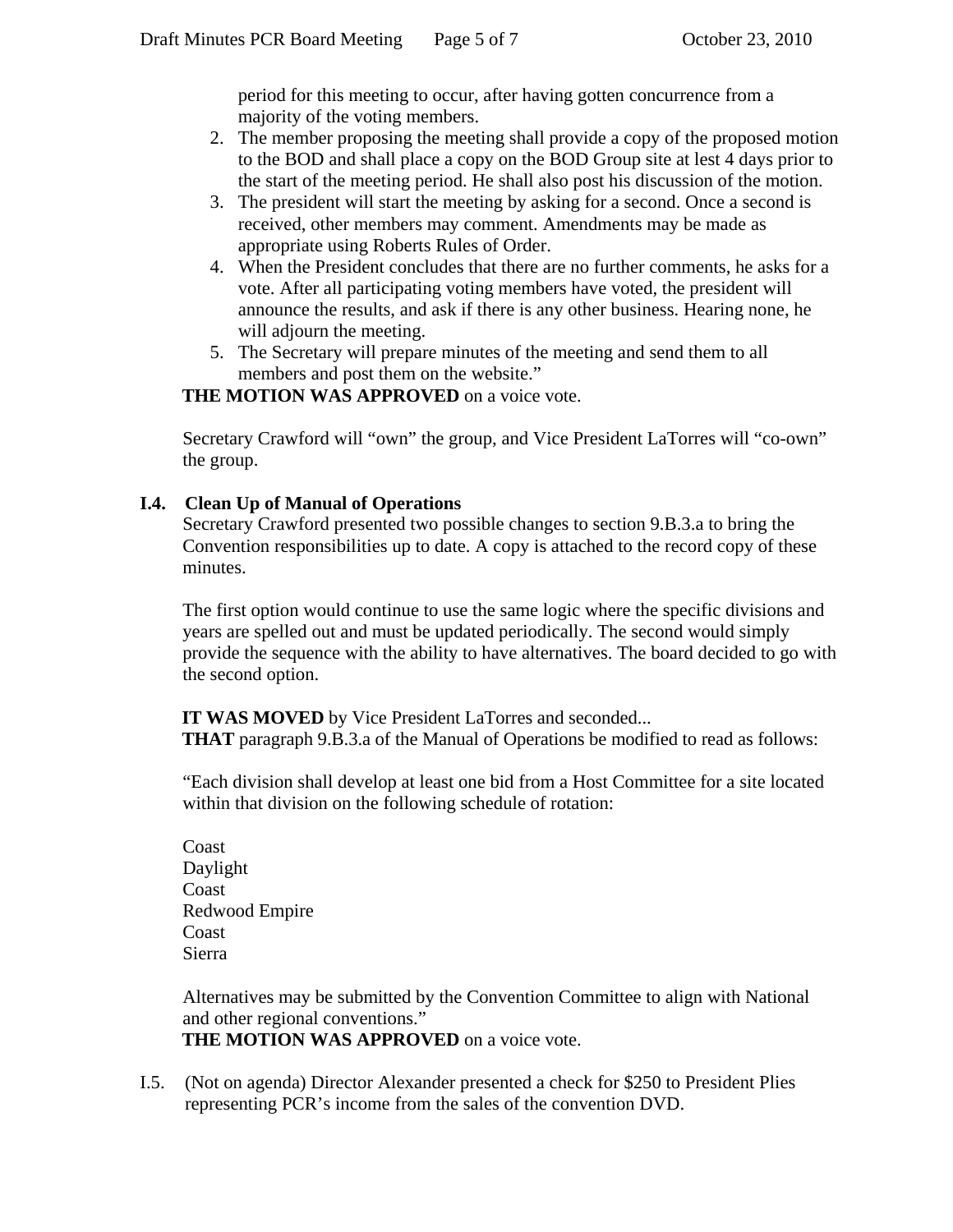period for this meeting to occur, after having gotten concurrence from a majority of the voting members.

2. The member proposing the meeting shall provide a copy of the proposed motion to the BOD and shall place a copy on the BOD Group site at lest 4 days prior to the start of the meeting period. He shall also post his discussion of the motion.
3. The president will start the meeting by asking for a second. Once a second is received, other members may comment. Amendments may be made as appropriate using Roberts Rules of Order.
4. When the President concludes that there are no further comments, he asks for a vote. After all participating voting members have voted, the president will announce the results, and ask if there is any other business. Hearing none, he will adjourn the meeting.
5. The Secretary will prepare minutes of the meeting and send them to all members and post them on the website."

**THE MOTION WAS APPROVED** on a voice vote.

Secretary Crawford will "own" the group, and Vice President LaTorres will "co-own" the group.

**I.4. Clean Up of Manual of Operations**

Secretary Crawford presented two possible changes to section 9.B.3.a to bring the Convention responsibilities up to date. A copy is attached to the record copy of these minutes.

The first option would continue to use the same logic where the specific divisions and years are spelled out and must be updated periodically. The second would simply provide the sequence with the ability to have alternatives. The board decided to go with the second option.

**IT WAS MOVED** by Vice President LaTorres and seconded...
**THAT** paragraph 9.B.3.a of the Manual of Operations be modified to read as follows:

"Each division shall develop at least one bid from a Host Committee for a site located within that division on the following schedule of rotation:

Coast
Daylight
Coast
Redwood Empire
Coast
Sierra

Alternatives may be submitted by the Convention Committee to align with National and other regional conventions."
**THE MOTION WAS APPROVED** on a voice vote.

I.5. (Not on agenda) Director Alexander presented a check for $250 to President Plies representing PCR's income from the sales of the convention DVD.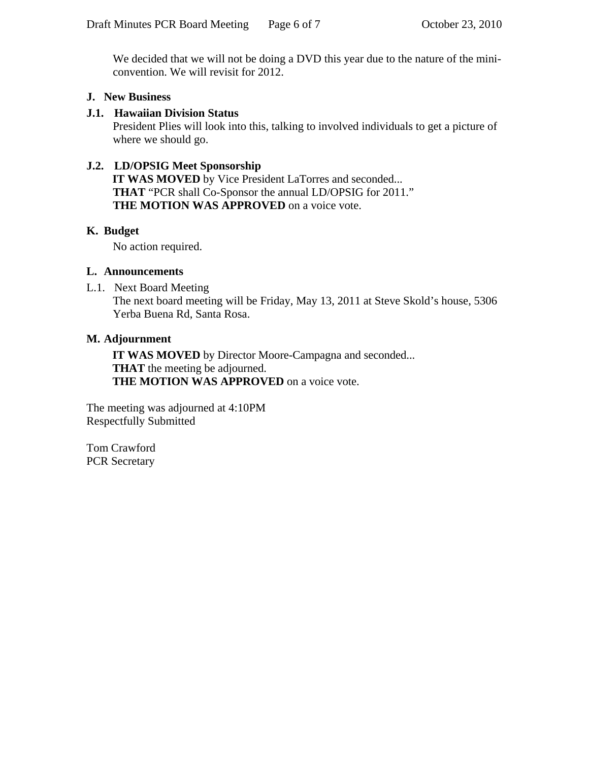We decided that we will not be doing a DVD this year due to the nature of the mini-convention. We will revisit for 2012.

**J. New Business**

**J.1. Hawaiian Division Status**

President Plies will look into this, talking to involved individuals to get a picture of where we should go.

**J.2. LD/OPSIG Meet Sponsorship**

**IT WAS MOVED** by Vice President LaTorres and seconded...
**THAT** "PCR shall Co-Sponsor the annual LD/OPSIG for 2011."
**THE MOTION WAS APPROVED** on a voice vote.

**K. Budget**

No action required.

**L. Announcements**

L.1. Next Board Meeting

The next board meeting will be Friday, May 13, 2011 at Steve Skold's house, 5306 Yerba Buena Rd, Santa Rosa.

**M. Adjournment**

**IT WAS MOVED** by Director Moore-Campagna and seconded...
**THAT** the meeting be adjourned.
**THE MOTION WAS APPROVED** on a voice vote.

The meeting was adjourned at 4:10PM
Respectfully Submitted

Tom Crawford
PCR Secretary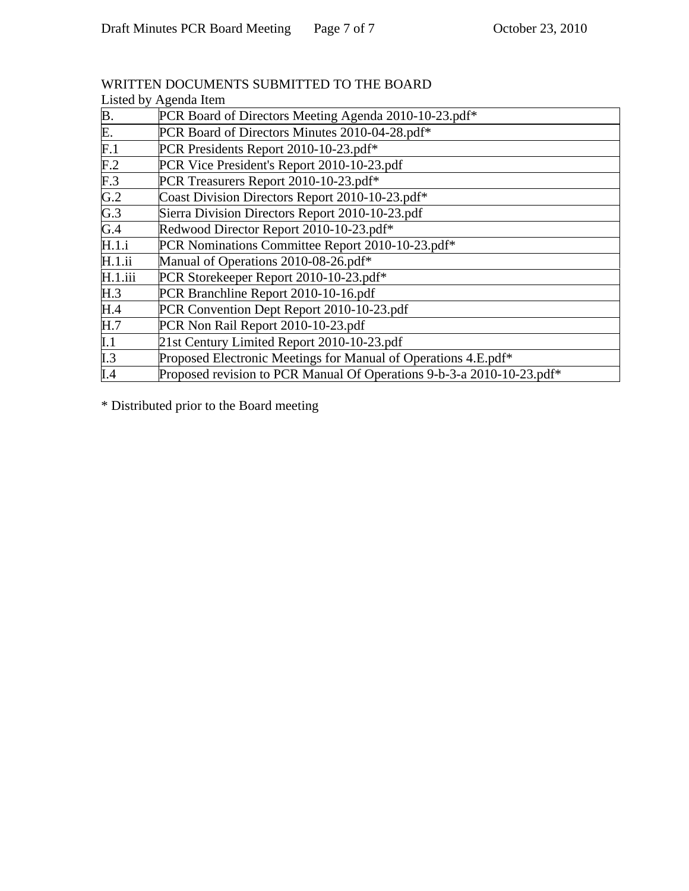WRITTEN DOCUMENTS SUBMITTED TO THE BOARD

Listed by Agenda Item

| | |
|---|---|
| B. | PCR Board of Directors Meeting Agenda 2010-10-23.pdf* |
| E. | PCR Board of Directors Minutes 2010-04-28.pdf* |
| F.1 | PCR Presidents Report 2010-10-23.pdf* |
| F.2 | PCR Vice President's Report 2010-10-23.pdf |
| F.3 | PCR Treasurers Report 2010-10-23.pdf* |
| G.2 | Coast Division Directors Report 2010-10-23.pdf* |
| G.3 | Sierra Division Directors Report 2010-10-23.pdf |
| G.4 | Redwood Director Report 2010-10-23.pdf* |
| H.1.i | PCR Nominations Committee Report 2010-10-23.pdf* |
| H.1.ii | Manual of Operations 2010-08-26.pdf* |
| H.1.iii | PCR Storekeeper Report 2010-10-23.pdf* |
| H.3 | PCR Branchline Report 2010-10-16.pdf |
| H.4 | PCR Convention Dept Report 2010-10-23.pdf |
| H.7 | PCR Non Rail Report 2010-10-23.pdf |
| I.1 | 21st Century Limited Report 2010-10-23.pdf |
| I.3 | Proposed Electronic Meetings for Manual of Operations 4.E.pdf* |
| I.4 | Proposed revision to PCR Manual Of Operations 9-b-3-a 2010-10-23.pdf* |

* Distributed prior to the Board meeting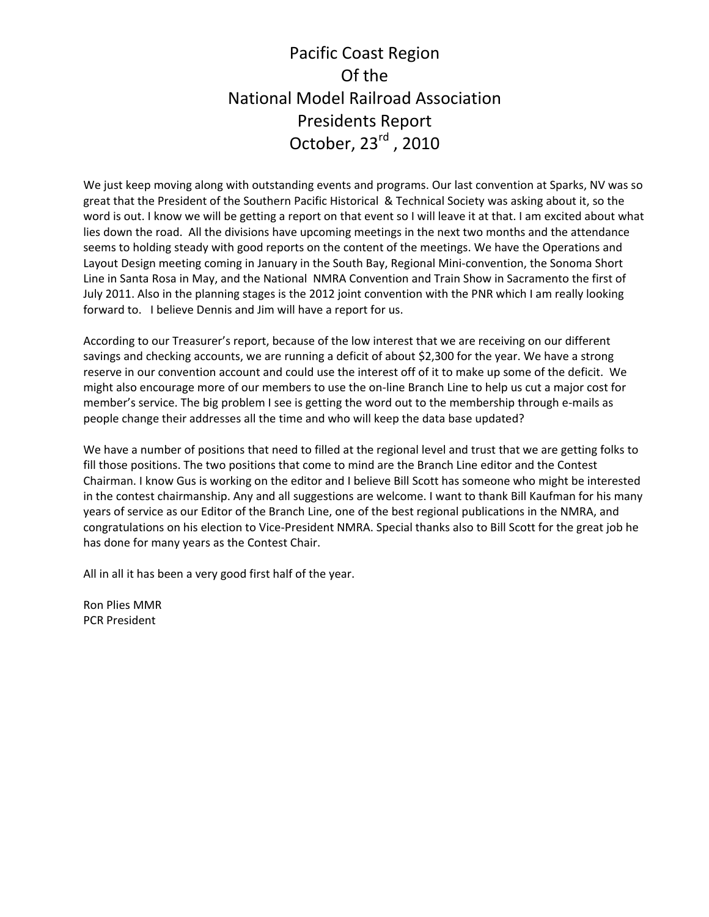# Pacific Coast Region
# Of the
# National Model Railroad Association
# Presidents Report
# October, 23rd, 2010

We just keep moving along with outstanding events and programs. Our last convention at Sparks, NV was so great that the President of the Southern Pacific Historical & Technical Society was asking about it, so the word is out. I know we will be getting a report on that event so I will leave it at that. I am excited about what lies down the road. All the divisions have upcoming meetings in the next two months and the attendance seems to holding steady with good reports on the content of the meetings. We have the Operations and Layout Design meeting coming in January in the South Bay, Regional Mini-convention, the Sonoma Short Line in Santa Rosa in May, and the National NMRA Convention and Train Show in Sacramento the first of July 2011. Also in the planning stages is the 2012 joint convention with the PNR which I am really looking forward to. I believe Dennis and Jim will have a report for us.

According to our Treasurer's report, because of the low interest that we are receiving on our different savings and checking accounts, we are running a deficit of about $2,300 for the year. We have a strong reserve in our convention account and could use the interest off of it to make up some of the deficit. We might also encourage more of our members to use the on-line Branch Line to help us cut a major cost for member's service. The big problem I see is getting the word out to the membership through e-mails as people change their addresses all the time and who will keep the data base updated?

We have a number of positions that need to filled at the regional level and trust that we are getting folks to fill those positions. The two positions that come to mind are the Branch Line editor and the Contest Chairman. I know Gus is working on the editor and I believe Bill Scott has someone who might be interested in the contest chairmanship. Any and all suggestions are welcome. I want to thank Bill Kaufman for his many years of service as our Editor of the Branch Line, one of the best regional publications in the NMRA, and congratulations on his election to Vice-President NMRA. Special thanks also to Bill Scott for the great job he has done for many years as the Contest Chair.

All in all it has been a very good first half of the year.

Ron Plies MMR
PCR President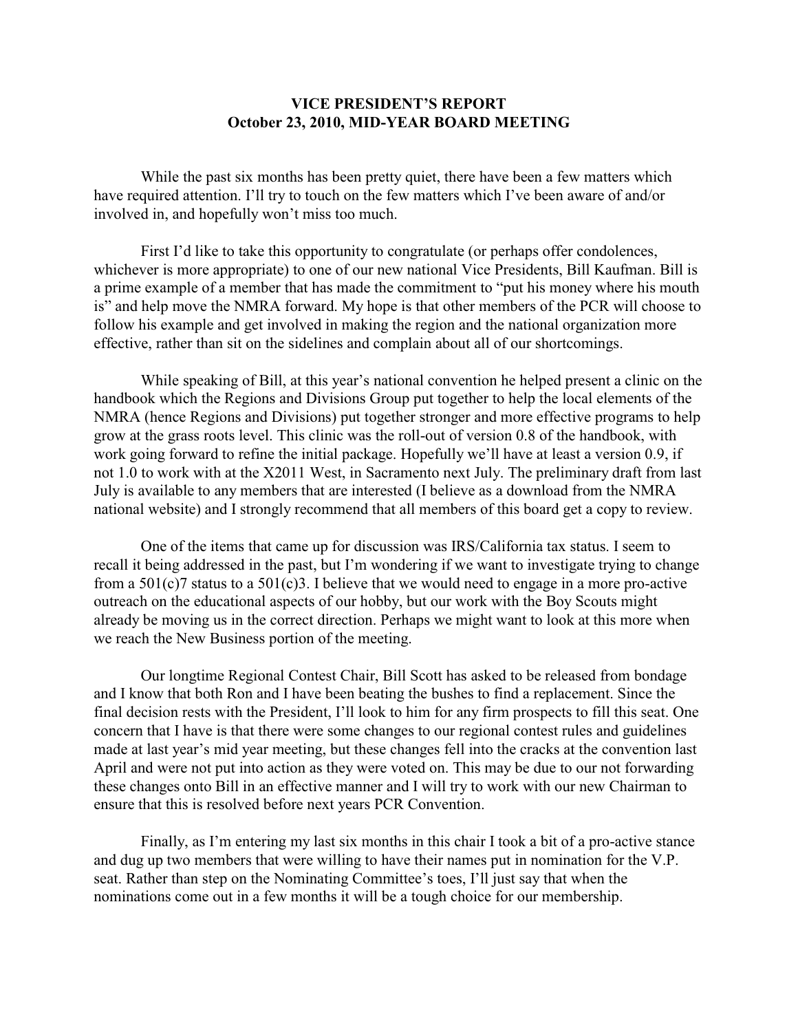**VICE PRESIDENT'S REPORT**
**October 23, 2010, MID-YEAR BOARD MEETING**

While the past six months has been pretty quiet, there have been a few matters which have required attention. I'll try to touch on the few matters which I've been aware of and/or involved in, and hopefully won't miss too much.

First I'd like to take this opportunity to congratulate (or perhaps offer condolences, whichever is more appropriate) to one of our new national Vice Presidents, Bill Kaufman. Bill is a prime example of a member that has made the commitment to "put his money where his mouth is" and help move the NMRA forward. My hope is that other members of the PCR will choose to follow his example and get involved in making the region and the national organization more effective, rather than sit on the sidelines and complain about all of our shortcomings.

While speaking of Bill, at this year's national convention he helped present a clinic on the handbook which the Regions and Divisions Group put together to help the local elements of the NMRA (hence Regions and Divisions) put together stronger and more effective programs to help grow at the grass roots level. This clinic was the roll-out of version 0.8 of the handbook, with work going forward to refine the initial package. Hopefully we'll have at least a version 0.9, if not 1.0 to work with at the X2011 West, in Sacramento next July. The preliminary draft from last July is available to any members that are interested (I believe as a download from the NMRA national website) and I strongly recommend that all members of this board get a copy to review.

One of the items that came up for discussion was IRS/California tax status. I seem to recall it being addressed in the past, but I'm wondering if we want to investigate trying to change from a 501(c)7 status to a 501(c)3. I believe that we would need to engage in a more pro-active outreach on the educational aspects of our hobby, but our work with the Boy Scouts might already be moving us in the correct direction. Perhaps we might want to look at this more when we reach the New Business portion of the meeting.

Our longtime Regional Contest Chair, Bill Scott has asked to be released from bondage and I know that both Ron and I have been beating the bushes to find a replacement. Since the final decision rests with the President, I'll look to him for any firm prospects to fill this seat. One concern that I have is that there were some changes to our regional contest rules and guidelines made at last year's mid year meeting, but these changes fell into the cracks at the convention last April and were not put into action as they were voted on. This may be due to our not forwarding these changes onto Bill in an effective manner and I will try to work with our new Chairman to ensure that this is resolved before next years PCR Convention.

Finally, as I'm entering my last six months in this chair I took a bit of a pro-active stance and dug up two members that were willing to have their names put in nomination for the V.P. seat. Rather than step on the Nominating Committee's toes, I'll just say that when the nominations come out in a few months it will be a tough choice for our membership.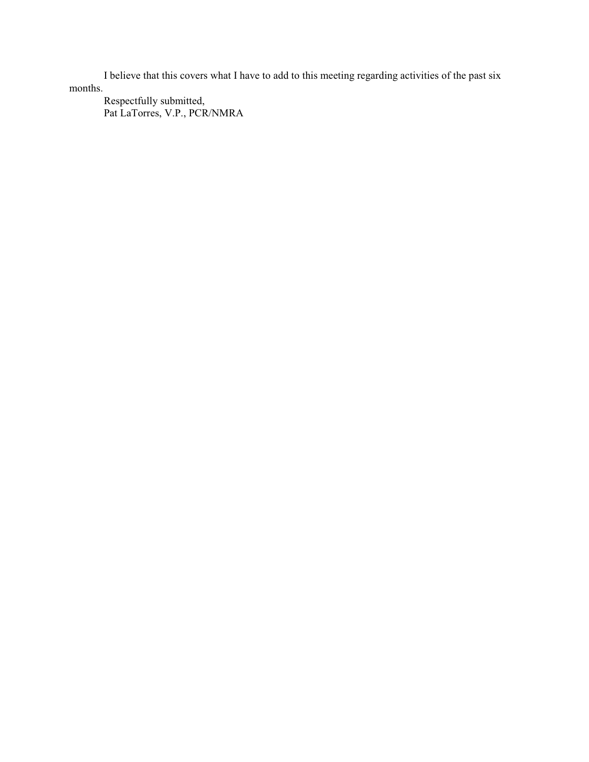I believe that this covers what I have to add to this meeting regarding activities of the past six months.

Respectfully submitted,
Pat LaTorres, V.P., PCR/NMRA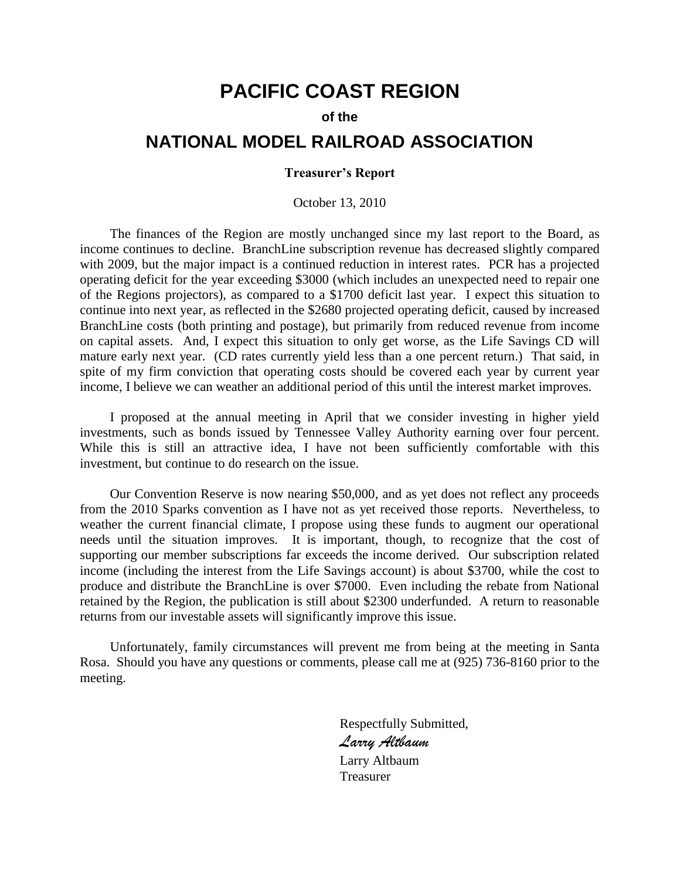# PACIFIC COAST REGION

**of the**

## NATIONAL MODEL RAILROAD ASSOCIATION

**Treasurer's Report**

October 13, 2010

The finances of the Region are mostly unchanged since my last report to the Board, as income continues to decline. BranchLine subscription revenue has decreased slightly compared with 2009, but the major impact is a continued reduction in interest rates. PCR has a projected operating deficit for the year exceeding $3000 (which includes an unexpected need to repair one of the Regions projectors), as compared to a $1700 deficit last year. I expect this situation to continue into next year, as reflected in the $2680 projected operating deficit, caused by increased BranchLine costs (both printing and postage), but primarily from reduced revenue from income on capital assets. And, I expect this situation to only get worse, as the Life Savings CD will mature early next year. (CD rates currently yield less than a one percent return.) That said, in spite of my firm conviction that operating costs should be covered each year by current year income, I believe we can weather an additional period of this until the interest market improves.

I proposed at the annual meeting in April that we consider investing in higher yield investments, such as bonds issued by Tennessee Valley Authority earning over four percent. While this is still an attractive idea, I have not been sufficiently comfortable with this investment, but continue to do research on the issue.

Our Convention Reserve is now nearing $50,000, and as yet does not reflect any proceeds from the 2010 Sparks convention as I have not as yet received those reports. Nevertheless, to weather the current financial climate, I propose using these funds to augment our operational needs until the situation improves. It is important, though, to recognize that the cost of supporting our member subscriptions far exceeds the income derived. Our subscription related income (including the interest from the Life Savings account) is about $3700, while the cost to produce and distribute the BranchLine is over $7000. Even including the rebate from National retained by the Region, the publication is still about $2300 underfunded. A return to reasonable returns from our investable assets will significantly improve this issue.

Unfortunately, family circumstances will prevent me from being at the meeting in Santa Rosa. Should you have any questions or comments, please call me at (925) 736-8160 prior to the meeting.

Respectfully Submitted,

*Larry Altbaum*

Larry Altbaum
Treasurer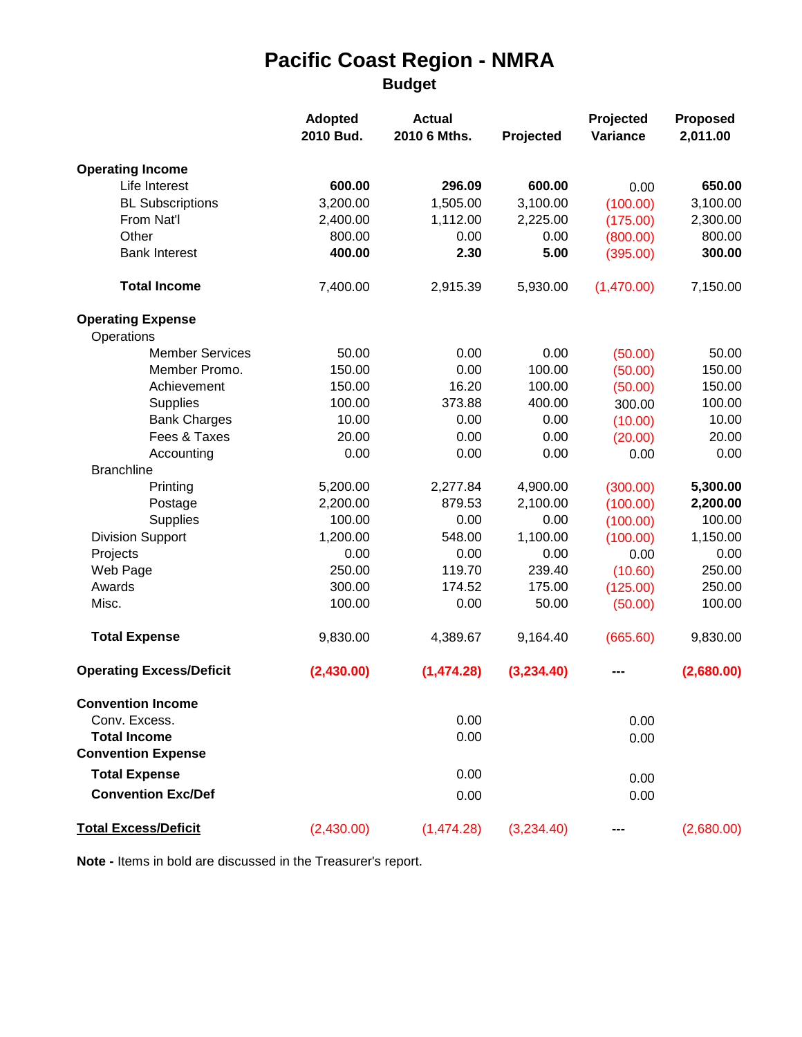# Pacific Coast Region - NMRA

## Budget

| | Adopted 2010 Bud. | Actual 2010 6 Mths. | Projected | Projected Variance | Proposed 2,011.00 |
|---|---|---|---|---|---|
| **Operating Income** | | | | | |
| Life Interest | **600.00** | **296.09** | **600.00** | 0.00 | **650.00** |
| BL Subscriptions | 3,200.00 | 1,505.00 | 3,100.00 | (100.00) | 3,100.00 |
| From Nat'l | 2,400.00 | 1,112.00 | 2,225.00 | (175.00) | 2,300.00 |
| Other | 800.00 | 0.00 | 0.00 | (800.00) | 800.00 |
| Bank Interest | **400.00** | **2.30** | **5.00** | (395.00) | **300.00** |
| **Total Income** | 7,400.00 | 2,915.39 | 5,930.00 | (1,470.00) | 7,150.00 |
| **Operating Expense** | | | | | |
| Operations | | | | | |
| Member Services | 50.00 | 0.00 | 0.00 | (50.00) | 50.00 |
| Member Promo. | 150.00 | 0.00 | 100.00 | (50.00) | 150.00 |
| Achievement | 150.00 | 16.20 | 100.00 | (50.00) | 150.00 |
| Supplies | 100.00 | 373.88 | 400.00 | 300.00 | 100.00 |
| Bank Charges | 10.00 | 0.00 | 0.00 | (10.00) | 10.00 |
| Fees & Taxes | 20.00 | 0.00 | 0.00 | (20.00) | 20.00 |
| Accounting | 0.00 | 0.00 | 0.00 | 0.00 | 0.00 |
| Branchline | | | | | |
| Printing | 5,200.00 | 2,277.84 | 4,900.00 | (300.00) | **5,300.00** |
| Postage | 2,200.00 | 879.53 | 2,100.00 | (100.00) | **2,200.00** |
| Supplies | 100.00 | 0.00 | 0.00 | (100.00) | 100.00 |
| Division Support | 1,200.00 | 548.00 | 1,100.00 | (100.00) | 1,150.00 |
| Projects | 0.00 | 0.00 | 0.00 | 0.00 | 0.00 |
| Web Page | 250.00 | 119.70 | 239.40 | (10.60) | 250.00 |
| Awards | 300.00 | 174.52 | 175.00 | (125.00) | 250.00 |
| Misc. | 100.00 | 0.00 | 50.00 | (50.00) | 100.00 |
| **Total Expense** | 9,830.00 | 4,389.67 | 9,164.40 | (665.60) | 9,830.00 |
| **Operating Excess/Deficit** | **(2,430.00)** | **(1,474.28)** | **(3,234.40)** | **---** | **(2,680.00)** |
| **Convention Income** | | | | | |
| Conv. Excess. | | 0.00 | | 0.00 | |
| **Total Income** | | 0.00 | | 0.00 | |
| **Convention Expense** | | | | | |
| **Total Expense** | | 0.00 | | 0.00 | |
| **Convention Exc/Def** | | 0.00 | | 0.00 | |
| **Total Excess/Deficit** | (2,430.00) | (1,474.28) | (3,234.40) | **---** | (2,680.00) |

**Note -** Items in bold are discussed in the Treasurer's report.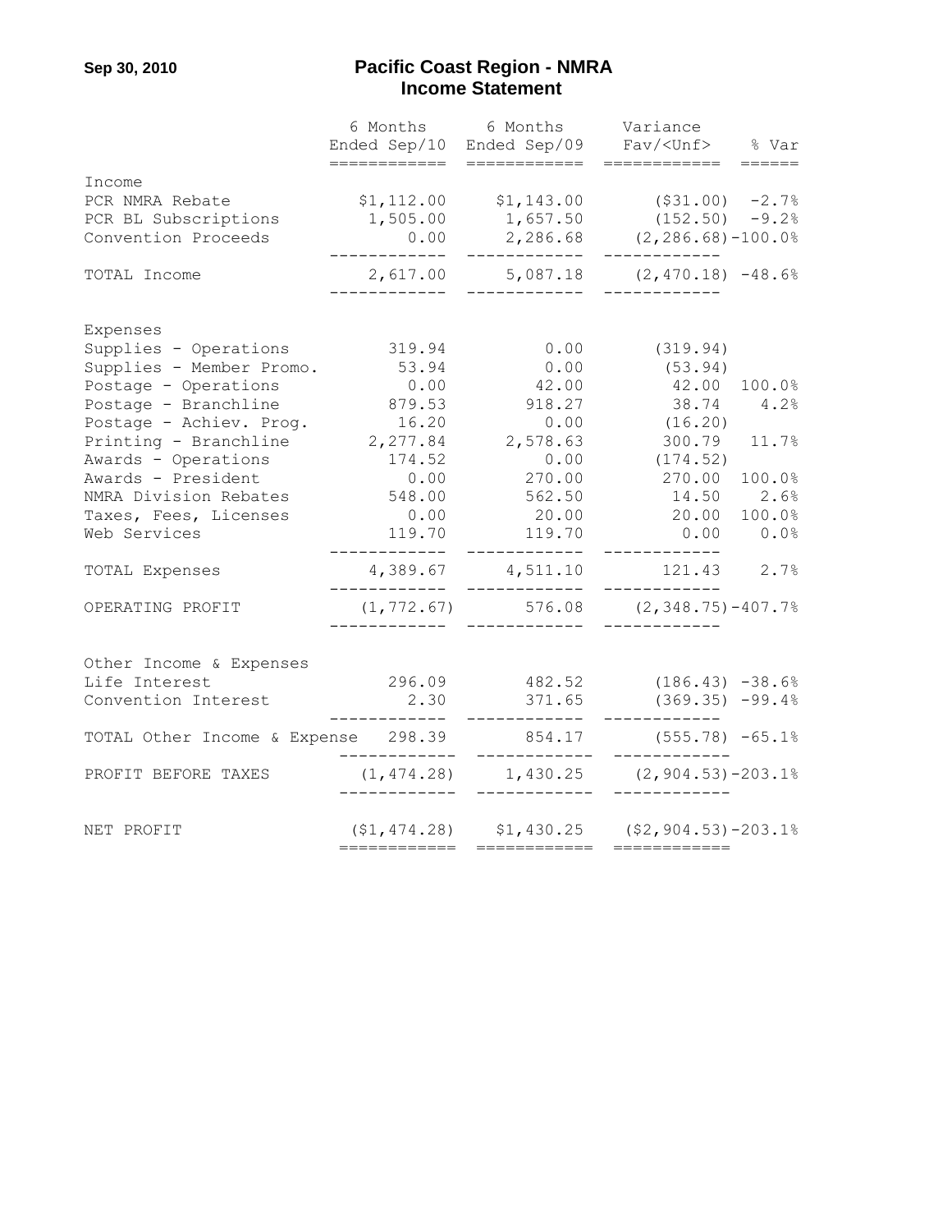Sep 30, 2010

# Pacific Coast Region - NMRA
## Income Statement

| | 6 Months Ended Sep/10 | 6 Months Ended Sep/09 | Variance Fav/<Unf> | % Var |
|---|---|---|---|---|
| Income | | | | |
| PCR NMRA Rebate | $1,112.00 | $1,143.00 | ($31.00) | -2.7% |
| PCR BL Subscriptions | 1,505.00 | 1,657.50 | (152.50) | -9.2% |
| Convention Proceeds | 0.00 | 2,286.68 | (2,286.68) | -100.0% |
| TOTAL Income | 2,617.00 | 5,087.18 | (2,470.18) | -48.6% |
| Expenses | | | | |
| Supplies - Operations | 319.94 | 0.00 | (319.94) | |
| Supplies - Member Promo. | 53.94 | 0.00 | (53.94) | |
| Postage - Operations | 0.00 | 42.00 | 42.00 | 100.0% |
| Postage - Branchline | 879.53 | 918.27 | 38.74 | 4.2% |
| Postage - Achiev. Prog. | 16.20 | 0.00 | (16.20) | |
| Printing - Branchline | 2,277.84 | 2,578.63 | 300.79 | 11.7% |
| Awards - Operations | 174.52 | 0.00 | (174.52) | |
| Awards - President | 0.00 | 270.00 | 270.00 | 100.0% |
| NMRA Division Rebates | 548.00 | 562.50 | 14.50 | 2.6% |
| Taxes, Fees, Licenses | 0.00 | 20.00 | 20.00 | 100.0% |
| Web Services | 119.70 | 119.70 | 0.00 | 0.0% |
| TOTAL Expenses | 4,389.67 | 4,511.10 | 121.43 | 2.7% |
| OPERATING PROFIT | (1,772.67) | 576.08 | (2,348.75) | -407.7% |
| Other Income & Expenses | | | | |
| Life Interest | 296.09 | 482.52 | (186.43) | -38.6% |
| Convention Interest | 2.30 | 371.65 | (369.35) | -99.4% |
| TOTAL Other Income & Expense | 298.39 | 854.17 | (555.78) | -65.1% |
| PROFIT BEFORE TAXES | (1,474.28) | 1,430.25 | (2,904.53) | -203.1% |
| NET PROFIT | ($1,474.28) | $1,430.25 | ($2,904.53) | -203.1% |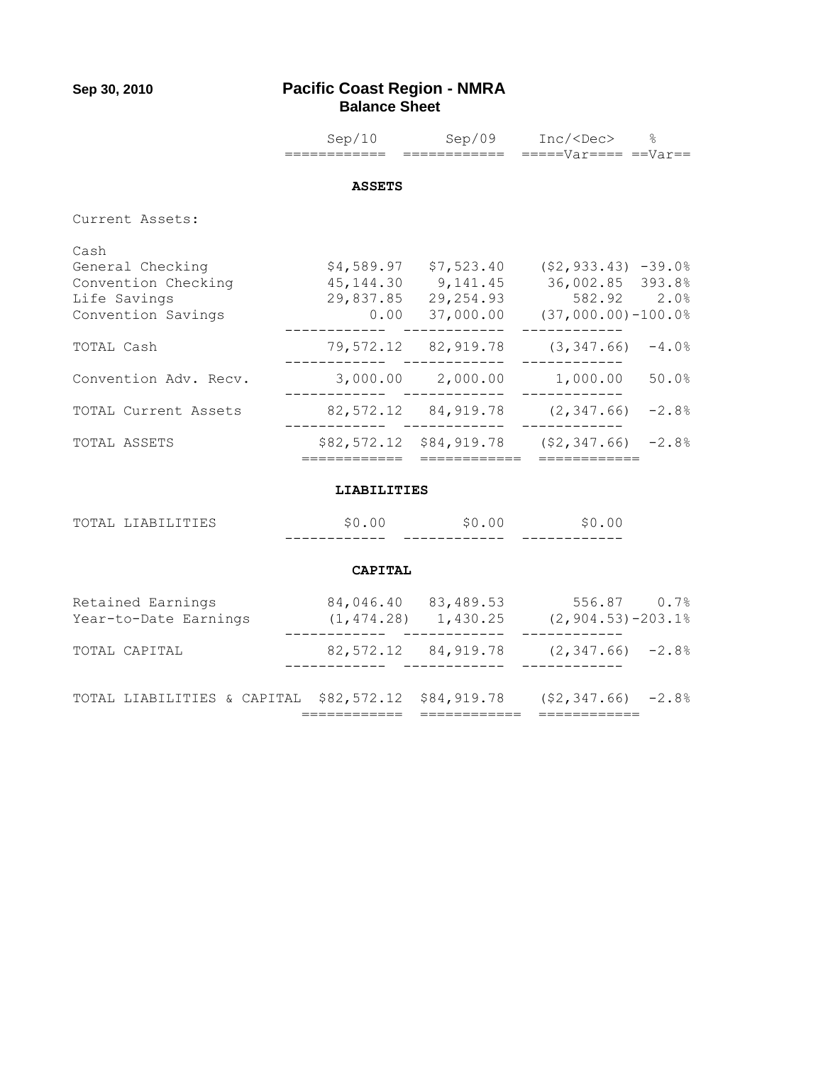**Sep 30, 2010**

# Pacific Coast Region - NMRA

## Balance Sheet

| | Sep/10 | Sep/09 | Inc/<Dec> Var | % Var |
|---|---|---|---|---|
| **ASSETS** | | | | |
| Current Assets: | | | | |
| Cash | | | | |
| General Checking | $4,589.97 | $7,523.40 | ($2,933.43) | -39.0% |
| Convention Checking | 45,144.30 | 9,141.45 | 36,002.85 | 393.8% |
| Life Savings | 29,837.85 | 29,254.93 | 582.92 | 2.0% |
| Convention Savings | 0.00 | 37,000.00 | (37,000.00) | -100.0% |
| TOTAL Cash | 79,572.12 | 82,919.78 | (3,347.66) | -4.0% |
| Convention Adv. Recv. | 3,000.00 | 2,000.00 | 1,000.00 | 50.0% |
| TOTAL Current Assets | 82,572.12 | 84,919.78 | (2,347.66) | -2.8% |
| TOTAL ASSETS | $82,572.12 | $84,919.78 | ($2,347.66) | -2.8% |
| **LIABILITIES** | | | | |
| TOTAL LIABILITIES | $0.00 | $0.00 | $0.00 | |
| **CAPITAL** | | | | |
| Retained Earnings | 84,046.40 | 83,489.53 | 556.87 | 0.7% |
| Year-to-Date Earnings | (1,474.28) | 1,430.25 | (2,904.53) | -203.1% |
| TOTAL CAPITAL | 82,572.12 | 84,919.78 | (2,347.66) | -2.8% |
| TOTAL LIABILITIES & CAPITAL | $82,572.12 | $84,919.78 | ($2,347.66) | -2.8% |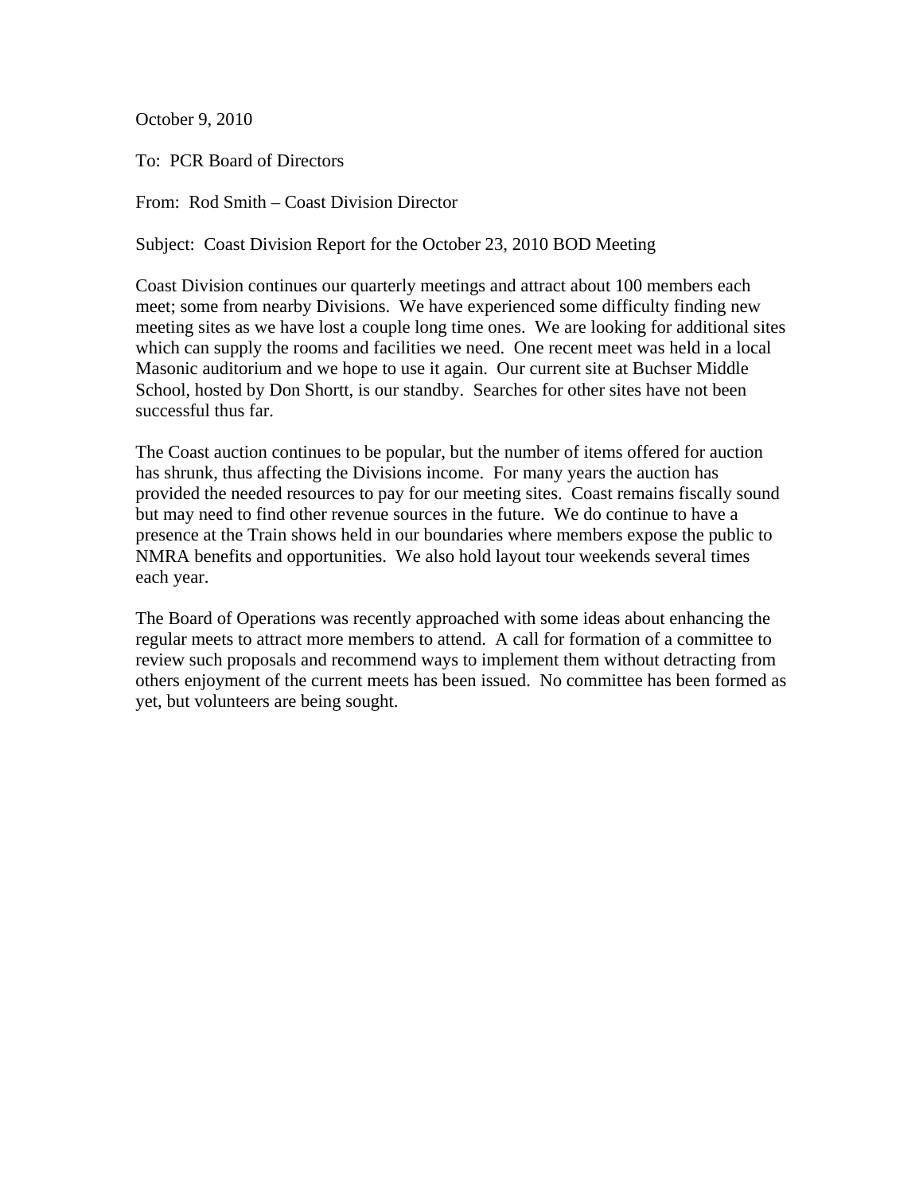October 9, 2010

To: PCR Board of Directors

From: Rod Smith – Coast Division Director

Subject: Coast Division Report for the October 23, 2010 BOD Meeting

Coast Division continues our quarterly meetings and attract about 100 members each meet; some from nearby Divisions. We have experienced some difficulty finding new meeting sites as we have lost a couple long time ones. We are looking for additional sites which can supply the rooms and facilities we need. One recent meet was held in a local Masonic auditorium and we hope to use it again. Our current site at Buchser Middle School, hosted by Don Shortt, is our standby. Searches for other sites have not been successful thus far.

The Coast auction continues to be popular, but the number of items offered for auction has shrunk, thus affecting the Divisions income. For many years the auction has provided the needed resources to pay for our meeting sites. Coast remains fiscally sound but may need to find other revenue sources in the future. We do continue to have a presence at the Train shows held in our boundaries where members expose the public to NMRA benefits and opportunities. We also hold layout tour weekends several times each year.

The Board of Operations was recently approached with some ideas about enhancing the regular meets to attract more members to attend. A call for formation of a committee to review such proposals and recommend ways to implement them without detracting from others enjoyment of the current meets has been issued. No committee has been formed as yet, but volunteers are being sought.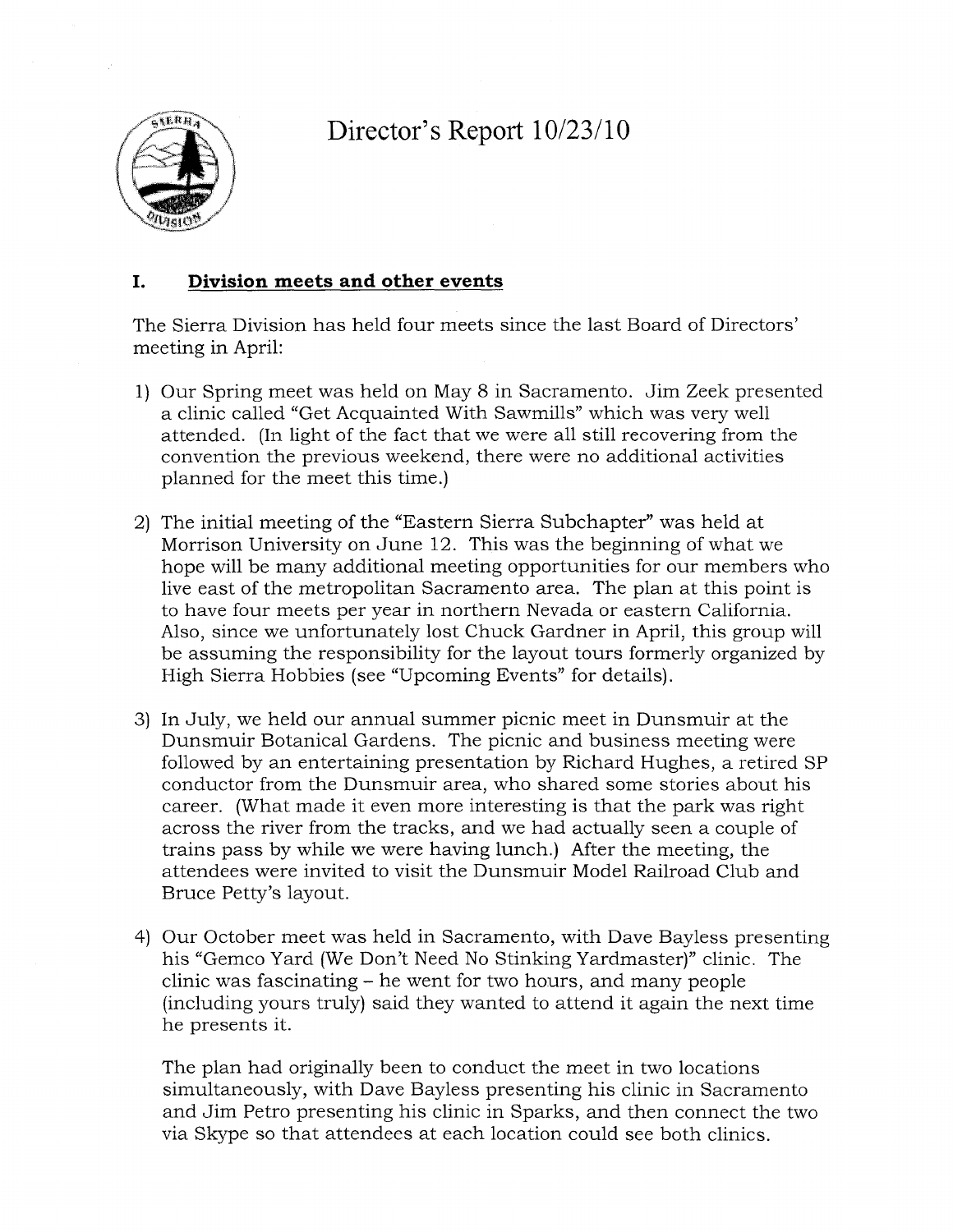# Director's Report 10/23/10

## I. Division meets and other events

The Sierra Division has held four meets since the last Board of Directors' meeting in April:

1) Our Spring meet was held on May 8 in Sacramento. Jim Zeek presented a clinic called "Get Acquainted With Sawmills" which was very well attended. (In light of the fact that we were all still recovering from the convention the previous weekend, there were no additional activities planned for the meet this time.)

2) The initial meeting of the "Eastern Sierra Subchapter" was held at Morrison University on June 12. This was the beginning of what we hope will be many additional meeting opportunities for our members who live east of the metropolitan Sacramento area. The plan at this point is to have four meets per year in northern Nevada or eastern California. Also, since we unfortunately lost Chuck Gardner in April, this group will be assuming the responsibility for the layout tours formerly organized by High Sierra Hobbies (see "Upcoming Events" for details).

3) In July, we held our annual summer picnic meet in Dunsmuir at the Dunsmuir Botanical Gardens. The picnic and business meeting were followed by an entertaining presentation by Richard Hughes, a retired SP conductor from the Dunsmuir area, who shared some stories about his career. (What made it even more interesting is that the park was right across the river from the tracks, and we had actually seen a couple of trains pass by while we were having lunch.) After the meeting, the attendees were invited to visit the Dunsmuir Model Railroad Club and Bruce Petty's layout.

4) Our October meet was held in Sacramento, with Dave Bayless presenting his "Gemco Yard (We Don't Need No Stinking Yardmaster)" clinic. The clinic was fascinating – he went for two hours, and many people (including yours truly) said they wanted to attend it again the next time he presents it.

   The plan had originally been to conduct the meet in two locations simultaneously, with Dave Bayless presenting his clinic in Sacramento and Jim Petro presenting his clinic in Sparks, and then connect the two via Skype so that attendees at each location could see both clinics.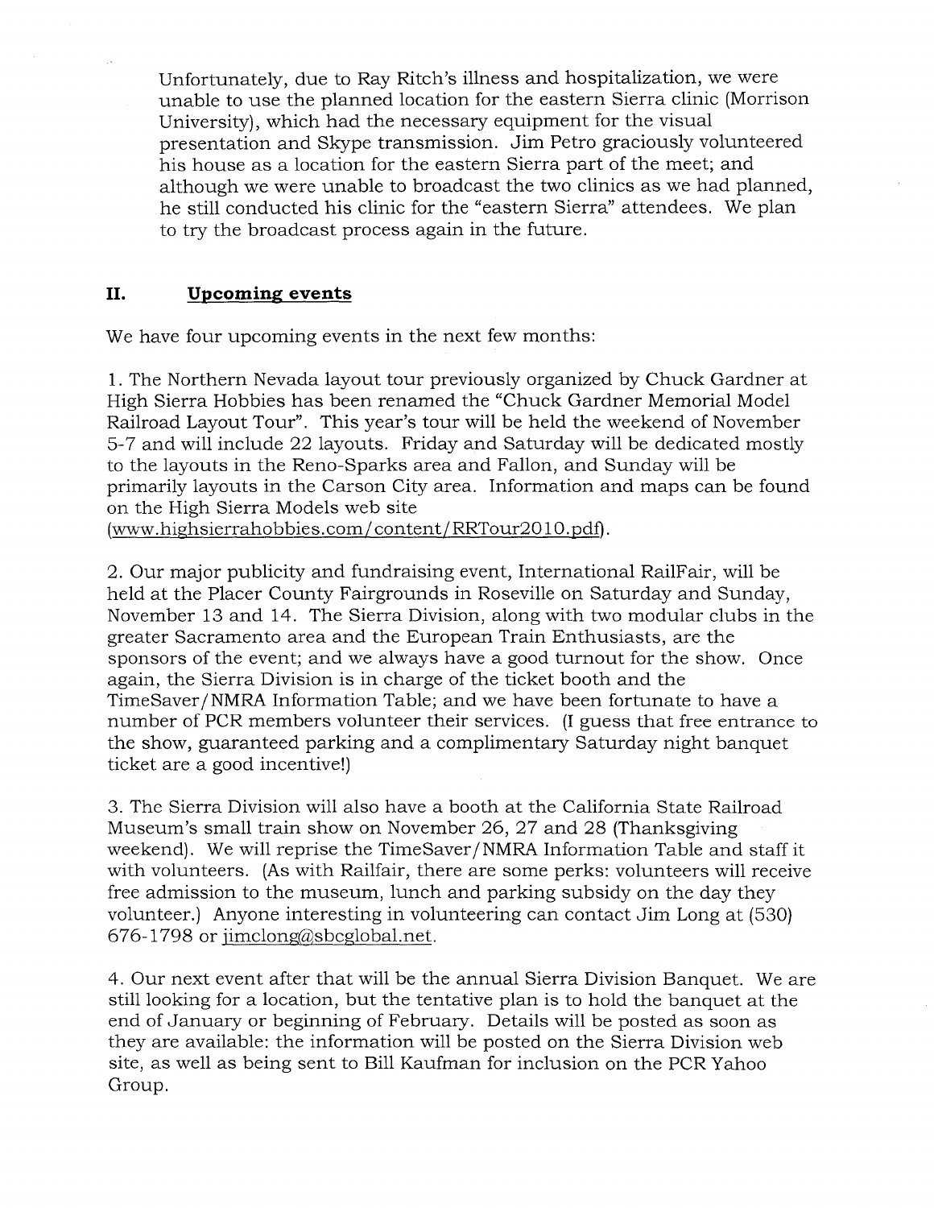Unfortunately, due to Ray Ritch's illness and hospitalization, we were unable to use the planned location for the eastern Sierra clinic (Morrison University), which had the necessary equipment for the visual presentation and Skype transmission. Jim Petro graciously volunteered his house as a location for the eastern Sierra part of the meet; and although we were unable to broadcast the two clinics as we had planned, he still conducted his clinic for the "eastern Sierra" attendees. We plan to try the broadcast process again in the future.

## II. Upcoming events

We have four upcoming events in the next few months:

1. The Northern Nevada layout tour previously organized by Chuck Gardner at High Sierra Hobbies has been renamed the "Chuck Gardner Memorial Model Railroad Layout Tour". This year's tour will be held the weekend of November 5-7 and will include 22 layouts. Friday and Saturday will be dedicated mostly to the layouts in the Reno-Sparks area and Fallon, and Sunday will be primarily layouts in the Carson City area. Information and maps can be found on the High Sierra Models web site (www.highsierrahobbies.com/content/RRTour2010.pdf).

2. Our major publicity and fundraising event, International RailFair, will be held at the Placer County Fairgrounds in Roseville on Saturday and Sunday, November 13 and 14. The Sierra Division, along with two modular clubs in the greater Sacramento area and the European Train Enthusiasts, are the sponsors of the event; and we always have a good turnout for the show. Once again, the Sierra Division is in charge of the ticket booth and the TimeSaver/NMRA Information Table; and we have been fortunate to have a number of PCR members volunteer their services. (I guess that free entrance to the show, guaranteed parking and a complimentary Saturday night banquet ticket are a good incentive!)

3. The Sierra Division will also have a booth at the California State Railroad Museum's small train show on November 26, 27 and 28 (Thanksgiving weekend). We will reprise the TimeSaver/NMRA Information Table and staff it with volunteers. (As with Railfair, there are some perks: volunteers will receive free admission to the museum, lunch and parking subsidy on the day they volunteer.) Anyone interesting in volunteering can contact Jim Long at (530) 676-1798 or jimclong@sbcglobal.net.

4. Our next event after that will be the annual Sierra Division Banquet. We are still looking for a location, but the tentative plan is to hold the banquet at the end of January or beginning of February. Details will be posted as soon as they are available: the information will be posted on the Sierra Division web site, as well as being sent to Bill Kaufman for inclusion on the PCR Yahoo Group.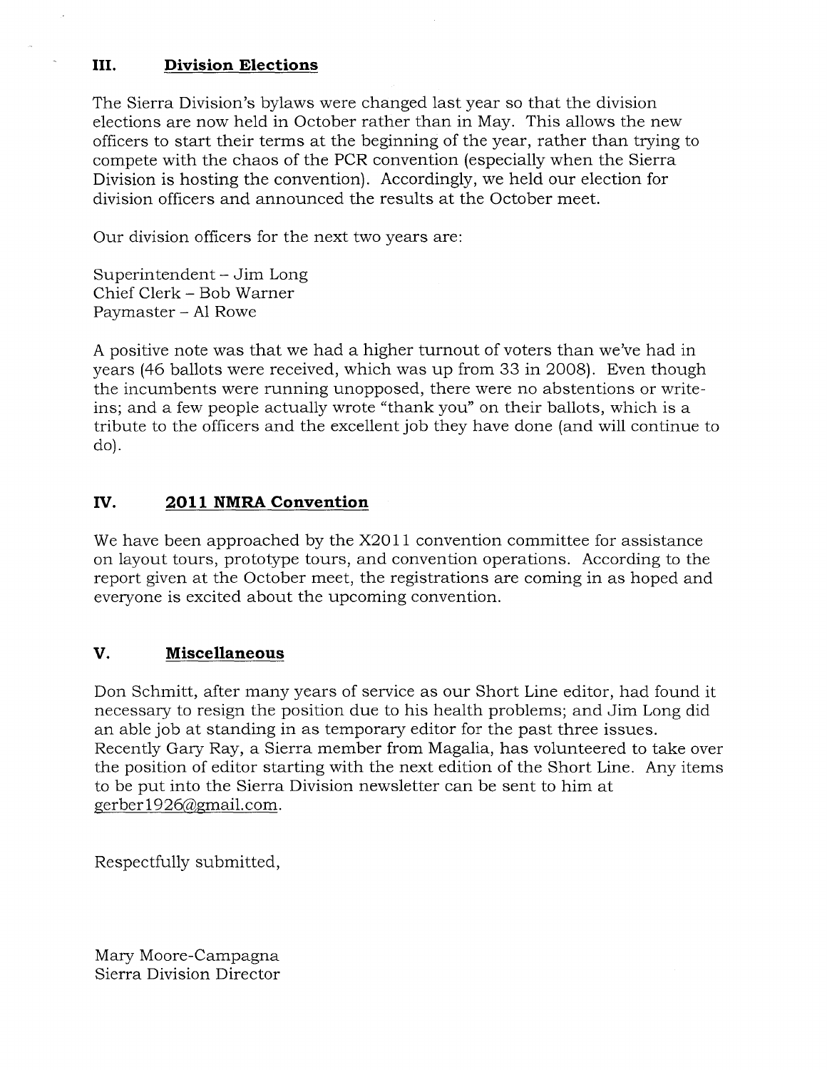## III. Division Elections

The Sierra Division's bylaws were changed last year so that the division elections are now held in October rather than in May. This allows the new officers to start their terms at the beginning of the year, rather than trying to compete with the chaos of the PCR convention (especially when the Sierra Division is hosting the convention). Accordingly, we held our election for division officers and announced the results at the October meet.

Our division officers for the next two years are:

Superintendent – Jim Long
Chief Clerk – Bob Warner
Paymaster – Al Rowe

A positive note was that we had a higher turnout of voters than we've had in years (46 ballots were received, which was up from 33 in 2008). Even though the incumbents were running unopposed, there were no abstentions or write-ins; and a few people actually wrote "thank you" on their ballots, which is a tribute to the officers and the excellent job they have done (and will continue to do).

## IV. 2011 NMRA Convention

We have been approached by the X2011 convention committee for assistance on layout tours, prototype tours, and convention operations. According to the report given at the October meet, the registrations are coming in as hoped and everyone is excited about the upcoming convention.

## V. Miscellaneous

Don Schmitt, after many years of service as our Short Line editor, had found it necessary to resign the position due to his health problems; and Jim Long did an able job at standing in as temporary editor for the past three issues. Recently Gary Ray, a Sierra member from Magalia, has volunteered to take over the position of editor starting with the next edition of the Short Line. Any items to be put into the Sierra Division newsletter can be sent to him at gerber1926@gmail.com.

Respectfully submitted,

Mary Moore-Campagna
Sierra Division Director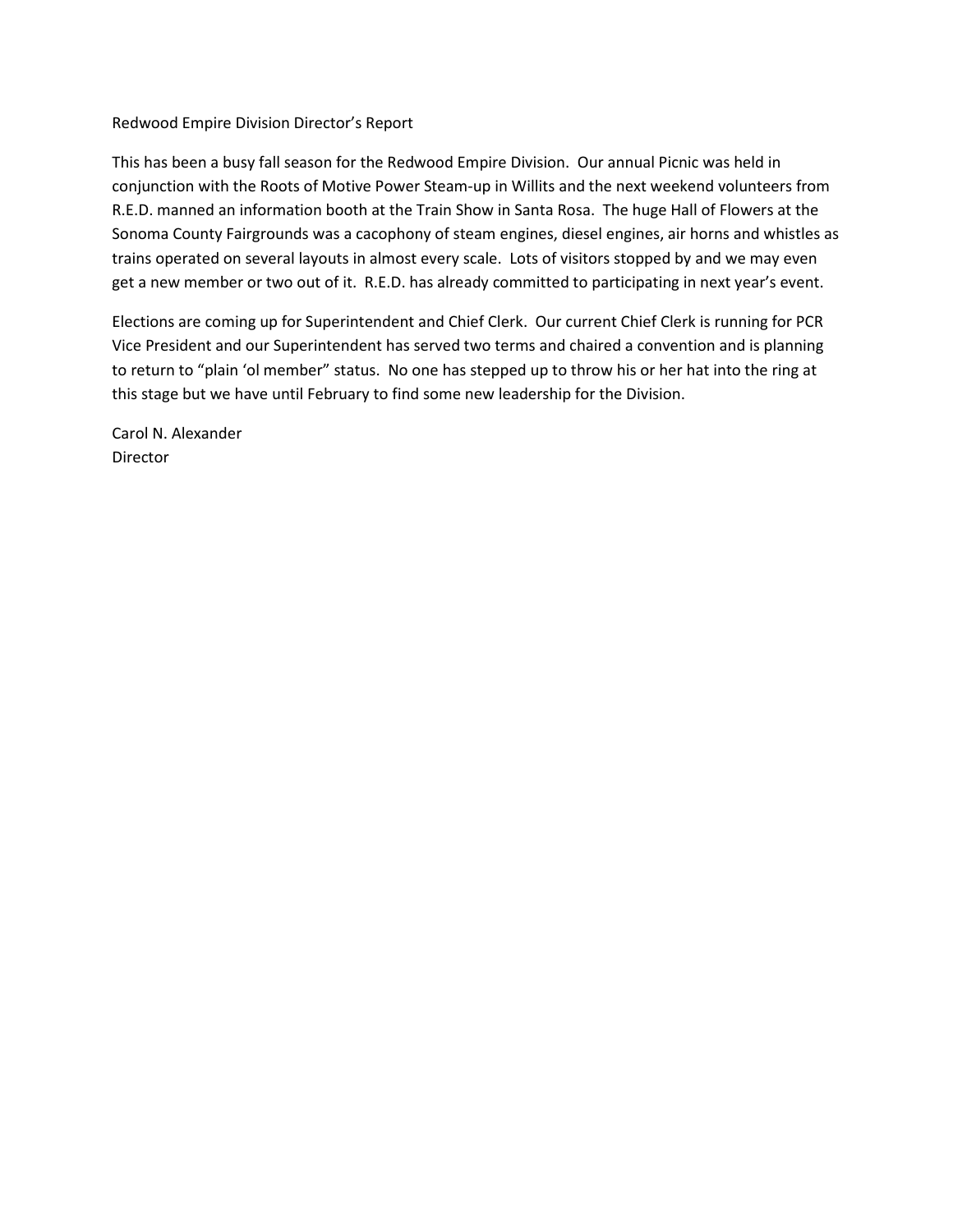## Redwood Empire Division Director's Report

This has been a busy fall season for the Redwood Empire Division. Our annual Picnic was held in conjunction with the Roots of Motive Power Steam-up in Willits and the next weekend volunteers from R.E.D. manned an information booth at the Train Show in Santa Rosa. The huge Hall of Flowers at the Sonoma County Fairgrounds was a cacophony of steam engines, diesel engines, air horns and whistles as trains operated on several layouts in almost every scale. Lots of visitors stopped by and we may even get a new member or two out of it. R.E.D. has already committed to participating in next year's event.

Elections are coming up for Superintendent and Chief Clerk. Our current Chief Clerk is running for PCR Vice President and our Superintendent has served two terms and chaired a convention and is planning to return to "plain 'ol member" status. No one has stepped up to throw his or her hat into the ring at this stage but we have until February to find some new leadership for the Division.

Carol N. Alexander
Director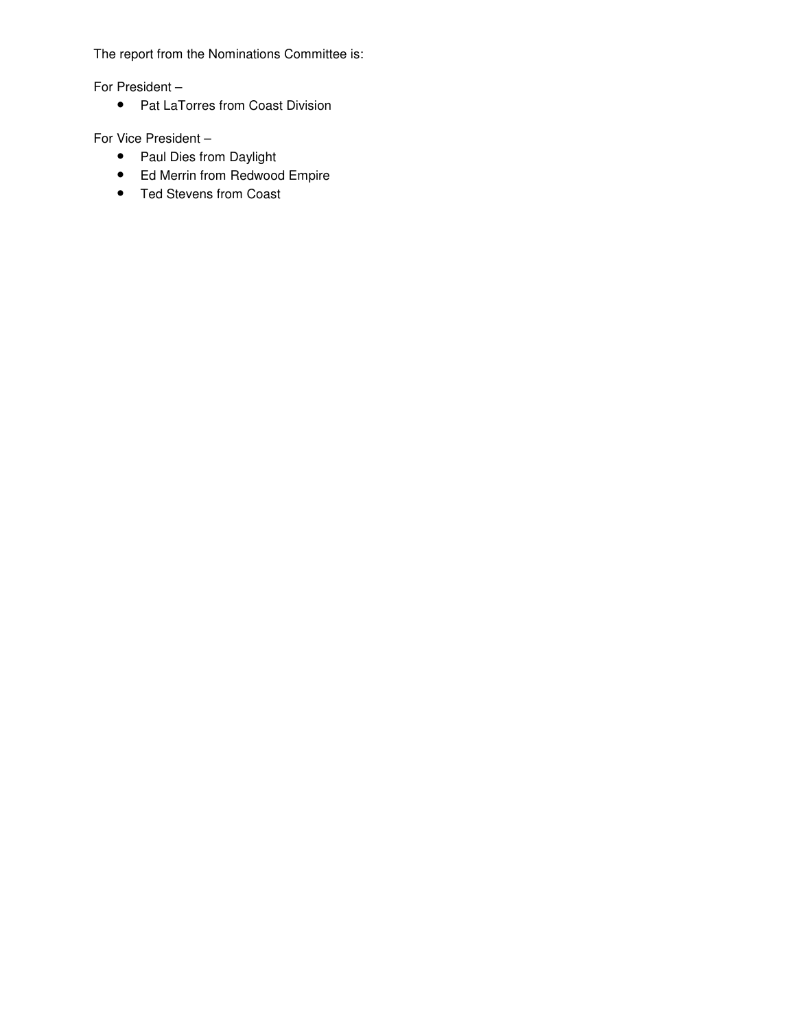The report from the Nominations Committee is:

For President –

- Pat LaTorres from Coast Division

For Vice President –

- Paul Dies from Daylight
- Ed Merrin from Redwood Empire
- Ted Stevens from Coast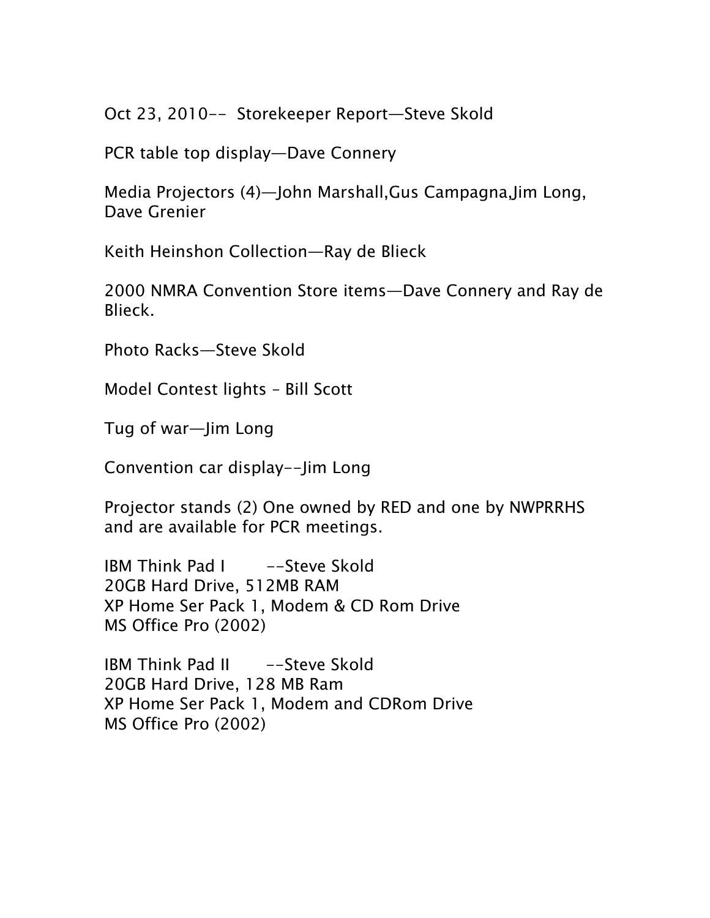Oct 23, 2010-- Storekeeper Report—Steve Skold

PCR table top display—Dave Connery

Media Projectors (4)—John Marshall,Gus Campagna,Jim Long, Dave Grenier

Keith Heinshon Collection—Ray de Blieck

2000 NMRA Convention Store items—Dave Connery and Ray de Blieck.

Photo Racks—Steve Skold

Model Contest lights – Bill Scott

Tug of war—Jim Long

Convention car display--Jim Long

Projector stands (2) One owned by RED and one by NWPRRHS and are available for PCR meetings.

IBM Think Pad I --Steve Skold  
20GB Hard Drive, 512MB RAM  
XP Home Ser Pack 1, Modem & CD Rom Drive  
MS Office Pro (2002)

IBM Think Pad II --Steve Skold  
20GB Hard Drive, 128 MB Ram  
XP Home Ser Pack 1, Modem and CDRom Drive  
MS Office Pro (2002)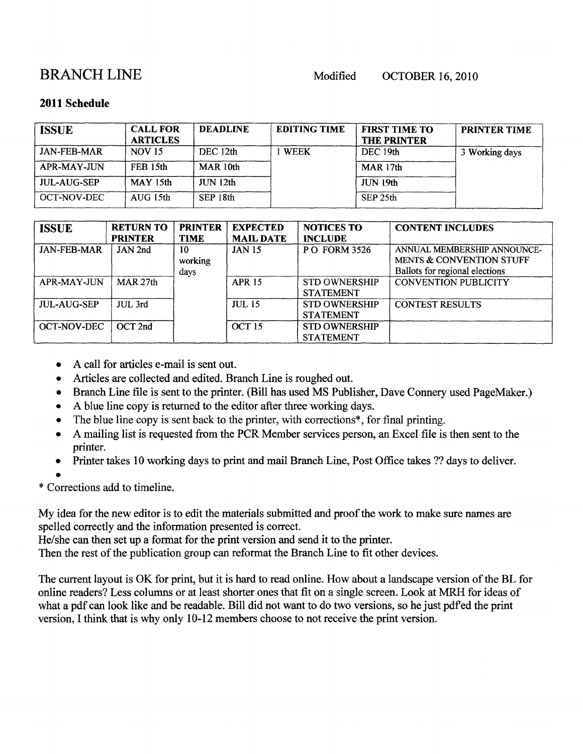BRANCH LINE Modified OCTOBER 16, 2010

**2011 Schedule**

| ISSUE | CALL FOR ARTICLES | DEADLINE | EDITING TIME | FIRST TIME TO THE PRINTER | PRINTER TIME |
|---|---|---|---|---|---|
| JAN-FEB-MAR | NOV 15 | DEC 12th | 1 WEEK | DEC 19th | 3 Working days |
| APR-MAY-JUN | FEB 15th | MAR 10th | | MAR 17th | |
| JUL-AUG-SEP | MAY 15th | JUN 12th | | JUN 19th | |
| OCT-NOV-DEC | AUG 15th | SEP 18th | | SEP 25th | |

| ISSUE | RETURN TO PRINTER | PRINTER TIME | EXPECTED MAIL DATE | NOTICES TO INCLUDE | CONTENT INCLUDES |
|---|---|---|---|---|---|
| JAN-FEB-MAR | JAN 2nd | 10 working days | JAN 15 | P O FORM 3526 | ANNUAL MEMBERSHIP ANNOUNCE-MENTS & CONVENTION STUFF Ballots for regional elections |
| APR-MAY-JUN | MAR 27th | | APR 15 | STD OWNERSHIP STATEMENT | CONVENTION PUBLICITY |
| JUL-AUG-SEP | JUL 3rd | | JUL 15 | STD OWNERSHIP STATEMENT | CONTEST RESULTS |
| OCT-NOV-DEC | OCT 2nd | | OCT 15 | STD OWNERSHIP STATEMENT | |

- A call for articles e-mail is sent out.
- Articles are collected and edited. Branch Line is roughed out.
- Branch Line file is sent to the printer. (Bill has used MS Publisher, Dave Connery used PageMaker.)
- A blue line copy is returned to the editor after three working days.
- The blue line copy is sent back to the printer, with corrections*, for final printing.
- A mailing list is requested from the PCR Member services person, an Excel file is then sent to the printer.
- Printer takes 10 working days to print and mail Branch Line, Post Office takes ?? days to deliver.

\* Corrections add to timeline.

My idea for the new editor is to edit the materials submitted and proof the work to make sure names are spelled correctly and the information presented is correct.
He/she can then set up a format for the print version and send it to the printer.
Then the rest of the publication group can reformat the Branch Line to fit other devices.

The current layout is OK for print, but it is hard to read online. How about a landscape version of the BL for online readers? Less columns or at least shorter ones that fit on a single screen. Look at MRH for ideas of what a pdf can look like and be readable. Bill did not want to do two versions, so he just pdf'ed the print version, I think that is why only 10-12 members choose to not receive the print version.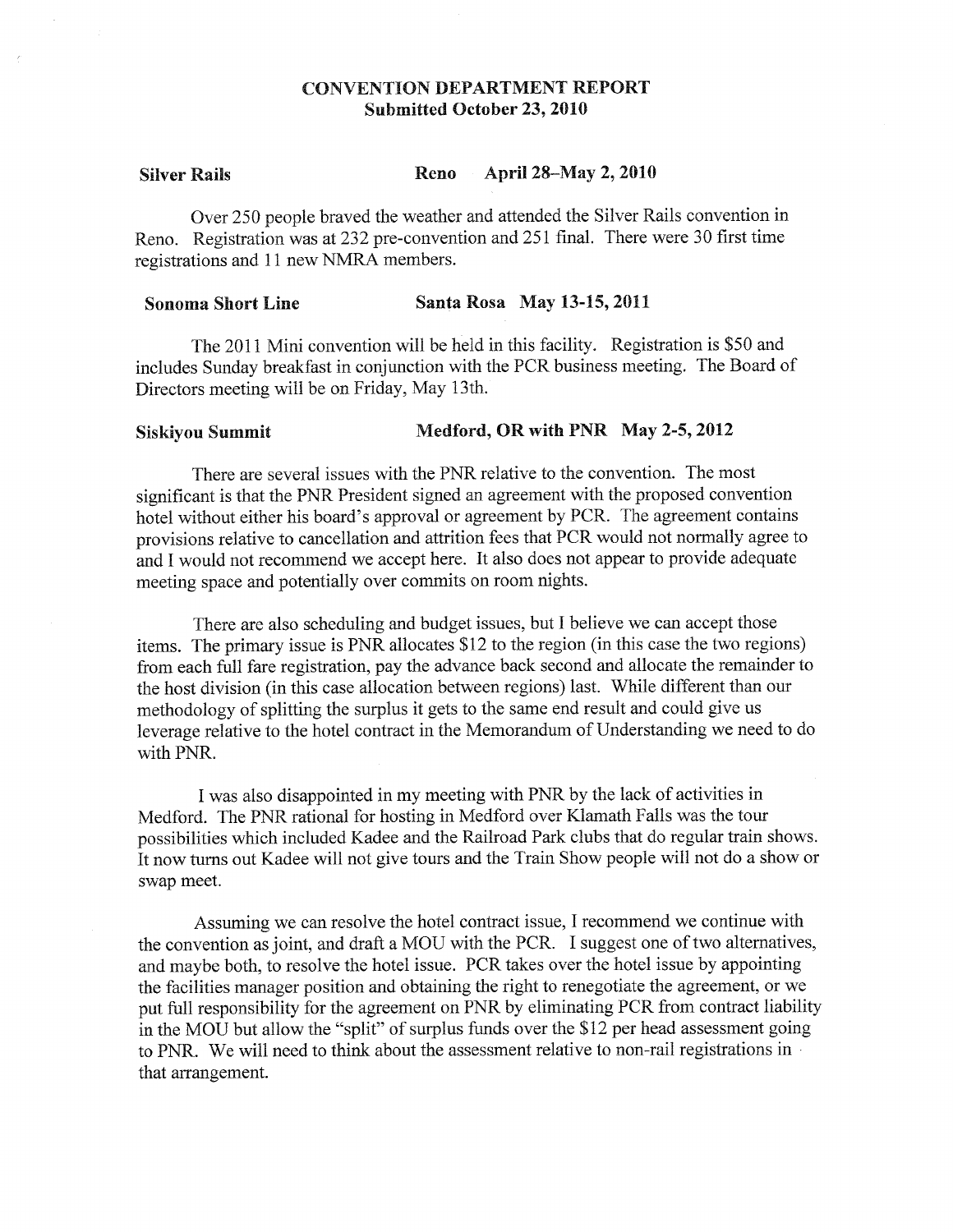# CONVENTION DEPARTMENT REPORT
## Submitted October 23, 2010

**Silver Rails** **Reno April 28–May 2, 2010**

Over 250 people braved the weather and attended the Silver Rails convention in Reno. Registration was at 232 pre-convention and 251 final. There were 30 first time registrations and 11 new NMRA members.

**Sonoma Short Line** **Santa Rosa May 13-15, 2011**

The 2011 Mini convention will be held in this facility. Registration is $50 and includes Sunday breakfast in conjunction with the PCR business meeting. The Board of Directors meeting will be on Friday, May 13th.

**Siskiyou Summit** **Medford, OR with PNR May 2-5, 2012**

There are several issues with the PNR relative to the convention. The most significant is that the PNR President signed an agreement with the proposed convention hotel without either his board's approval or agreement by PCR. The agreement contains provisions relative to cancellation and attrition fees that PCR would not normally agree to and I would not recommend we accept here. It also does not appear to provide adequate meeting space and potentially over commits on room nights.

There are also scheduling and budget issues, but I believe we can accept those items. The primary issue is PNR allocates $12 to the region (in this case the two regions) from each full fare registration, pay the advance back second and allocate the remainder to the host division (in this case allocation between regions) last. While different than our methodology of splitting the surplus it gets to the same end result and could give us leverage relative to the hotel contract in the Memorandum of Understanding we need to do with PNR.

I was also disappointed in my meeting with PNR by the lack of activities in Medford. The PNR rational for hosting in Medford over Klamath Falls was the tour possibilities which included Kadee and the Railroad Park clubs that do regular train shows. It now turns out Kadee will not give tours and the Train Show people will not do a show or swap meet.

Assuming we can resolve the hotel contract issue, I recommend we continue with the convention as joint, and draft a MOU with the PCR. I suggest one of two alternatives, and maybe both, to resolve the hotel issue. PCR takes over the hotel issue by appointing the facilities manager position and obtaining the right to renegotiate the agreement, or we put full responsibility for the agreement on PNR by eliminating PCR from contract liability in the MOU but allow the "split" of surplus funds over the $12 per head assessment going to PNR. We will need to think about the assessment relative to non-rail registrations in that arrangement.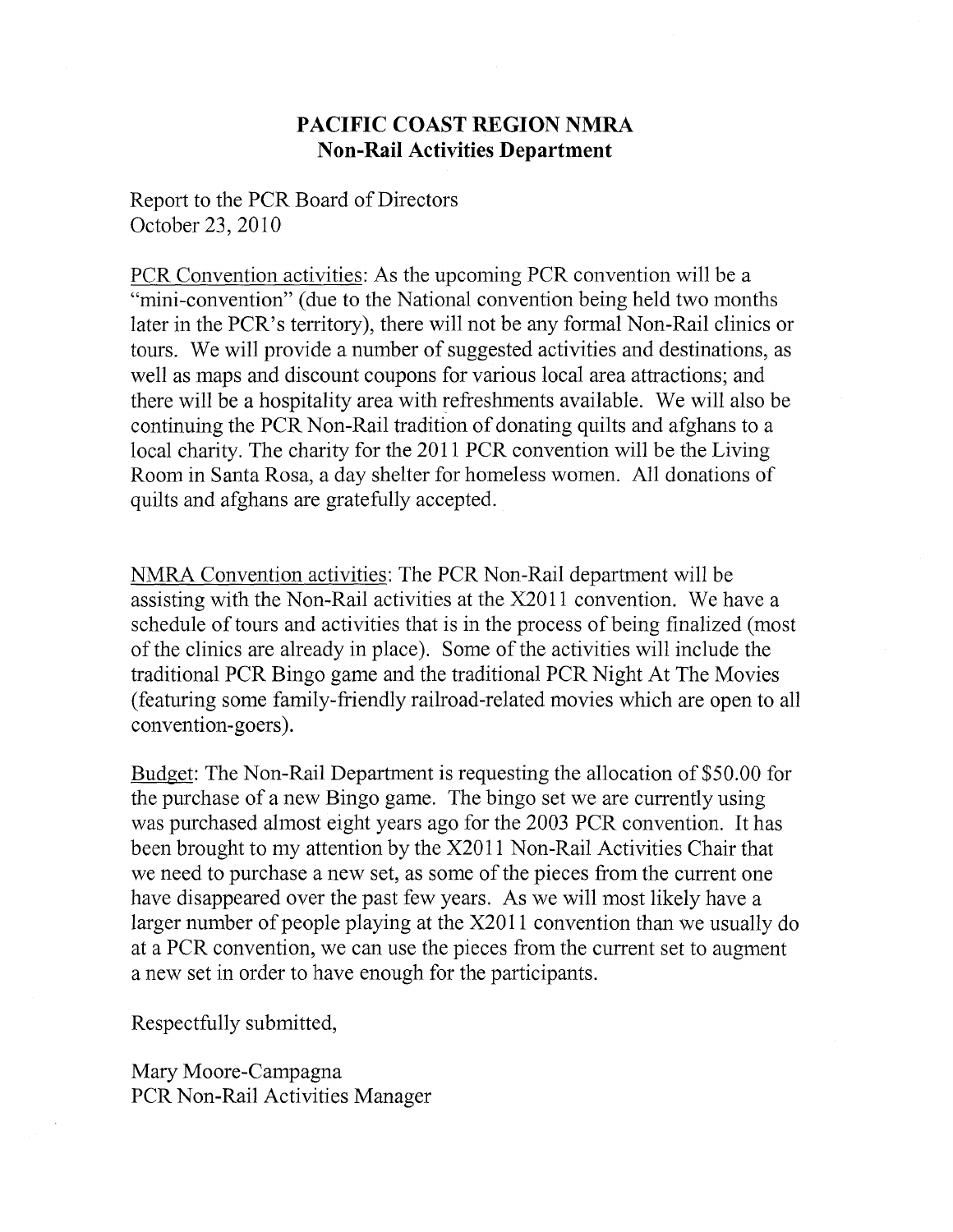# PACIFIC COAST REGION NMRA
## Non-Rail Activities Department

Report to the PCR Board of Directors
October 23, 2010

PCR Convention activities: As the upcoming PCR convention will be a "mini-convention" (due to the National convention being held two months later in the PCR's territory), there will not be any formal Non-Rail clinics or tours. We will provide a number of suggested activities and destinations, as well as maps and discount coupons for various local area attractions; and there will be a hospitality area with refreshments available. We will also be continuing the PCR Non-Rail tradition of donating quilts and afghans to a local charity. The charity for the 2011 PCR convention will be the Living Room in Santa Rosa, a day shelter for homeless women. All donations of quilts and afghans are gratefully accepted.

NMRA Convention activities: The PCR Non-Rail department will be assisting with the Non-Rail activities at the X2011 convention. We have a schedule of tours and activities that is in the process of being finalized (most of the clinics are already in place). Some of the activities will include the traditional PCR Bingo game and the traditional PCR Night At The Movies (featuring some family-friendly railroad-related movies which are open to all convention-goers).

Budget: The Non-Rail Department is requesting the allocation of $50.00 for the purchase of a new Bingo game. The bingo set we are currently using was purchased almost eight years ago for the 2003 PCR convention. It has been brought to my attention by the X2011 Non-Rail Activities Chair that we need to purchase a new set, as some of the pieces from the current one have disappeared over the past few years. As we will most likely have a larger number of people playing at the X2011 convention than we usually do at a PCR convention, we can use the pieces from the current set to augment a new set in order to have enough for the participants.

Respectfully submitted,

Mary Moore-Campagna
PCR Non-Rail Activities Manager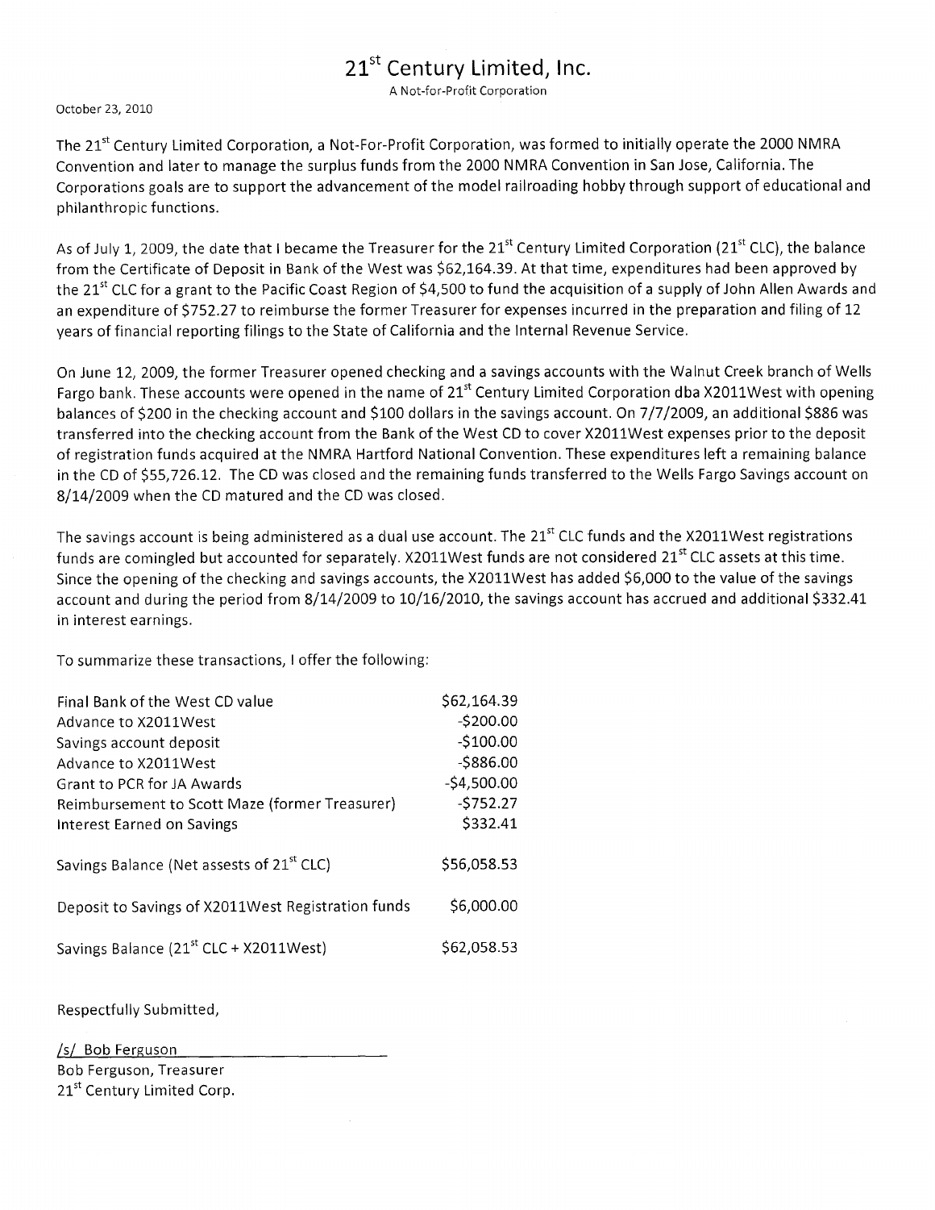# 21st Century Limited, Inc.

A Not-for-Profit Corporation

October 23, 2010

The 21st Century Limited Corporation, a Not-For-Profit Corporation, was formed to initially operate the 2000 NMRA Convention and later to manage the surplus funds from the 2000 NMRA Convention in San Jose, California. The Corporations goals are to support the advancement of the model railroading hobby through support of educational and philanthropic functions.

As of July 1, 2009, the date that I became the Treasurer for the 21st Century Limited Corporation (21st CLC), the balance from the Certificate of Deposit in Bank of the West was $62,164.39. At that time, expenditures had been approved by the 21st CLC for a grant to the Pacific Coast Region of $4,500 to fund the acquisition of a supply of John Allen Awards and an expenditure of $752.27 to reimburse the former Treasurer for expenses incurred in the preparation and filing of 12 years of financial reporting filings to the State of California and the Internal Revenue Service.

On June 12, 2009, the former Treasurer opened checking and a savings accounts with the Walnut Creek branch of Wells Fargo bank. These accounts were opened in the name of 21st Century Limited Corporation dba X2011West with opening balances of $200 in the checking account and $100 dollars in the savings account. On 7/7/2009, an additional $886 was transferred into the checking account from the Bank of the West CD to cover X2011West expenses prior to the deposit of registration funds acquired at the NMRA Hartford National Convention. These expenditures left a remaining balance in the CD of $55,726.12. The CD was closed and the remaining funds transferred to the Wells Fargo Savings account on 8/14/2009 when the CD matured and the CD was closed.

The savings account is being administered as a dual use account. The 21st CLC funds and the X2011West registrations funds are comingled but accounted for separately. X2011West funds are not considered 21st CLC assets at this time. Since the opening of the checking and savings accounts, the X2011West has added $6,000 to the value of the savings account and during the period from 8/14/2009 to 10/16/2010, the savings account has accrued and additional $332.41 in interest earnings.

To summarize these transactions, I offer the following:

| | |
|---|---|
| Final Bank of the West CD value | $62,164.39 |
| Advance to X2011West | -$200.00 |
| Savings account deposit | -$100.00 |
| Advance to X2011West | -$886.00 |
| Grant to PCR for JA Awards | -$4,500.00 |
| Reimbursement to Scott Maze (former Treasurer) | -$752.27 |
| Interest Earned on Savings | $332.41 |
| Savings Balance (Net assets of 21st CLC) | $56,058.53 |
| Deposit to Savings of X2011West Registration funds | $6,000.00 |
| Savings Balance (21st CLC + X2011West) | $62,058.53 |

Respectfully Submitted,

/s/ Bob Ferguson

Bob Ferguson, Treasurer
21st Century Limited Corp.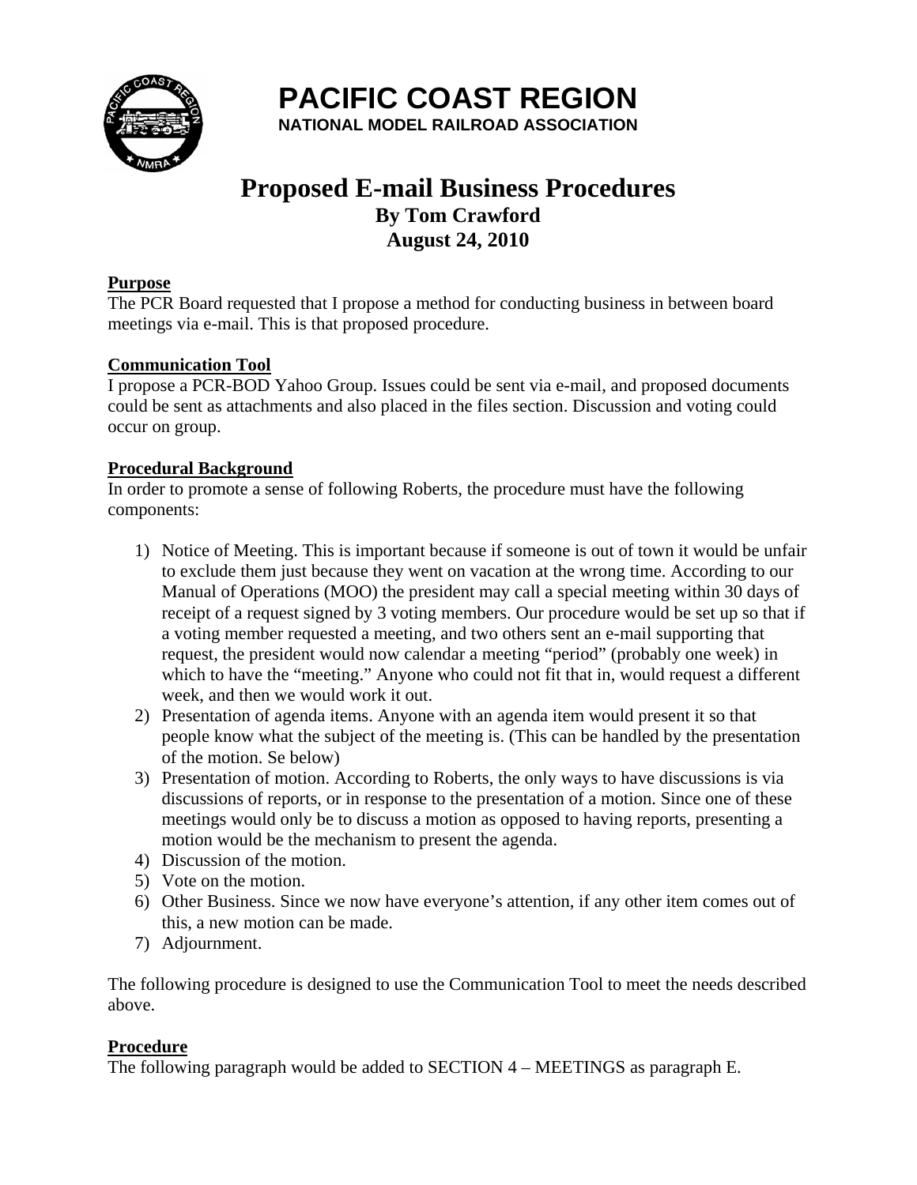# PACIFIC COAST REGION

**NATIONAL MODEL RAILROAD ASSOCIATION**

## Proposed E-mail Business Procedures

**By Tom Crawford**
**August 24, 2010**

### Purpose

The PCR Board requested that I propose a method for conducting business in between board meetings via e-mail. This is that proposed procedure.

### Communication Tool

I propose a PCR-BOD Yahoo Group. Issues could be sent via e-mail, and proposed documents could be sent as attachments and also placed in the files section. Discussion and voting could occur on group.

### Procedural Background

In order to promote a sense of following Roberts, the procedure must have the following components:

1) Notice of Meeting. This is important because if someone is out of town it would be unfair to exclude them just because they went on vacation at the wrong time. According to our Manual of Operations (MOO) the president may call a special meeting within 30 days of receipt of a request signed by 3 voting members. Our procedure would be set up so that if a voting member requested a meeting, and two others sent an e-mail supporting that request, the president would now calendar a meeting "period" (probably one week) in which to have the "meeting." Anyone who could not fit that in, would request a different week, and then we would work it out.
2) Presentation of agenda items. Anyone with an agenda item would present it so that people know what the subject of the meeting is. (This can be handled by the presentation of the motion. Se below)
3) Presentation of motion. According to Roberts, the only ways to have discussions is via discussions of reports, or in response to the presentation of a motion. Since one of these meetings would only be to discuss a motion as opposed to having reports, presenting a motion would be the mechanism to present the agenda.
4) Discussion of the motion.
5) Vote on the motion.
6) Other Business. Since we now have everyone's attention, if any other item comes out of this, a new motion can be made.
7) Adjournment.

The following procedure is designed to use the Communication Tool to meet the needs described above.

### Procedure

The following paragraph would be added to SECTION 4 – MEETINGS as paragraph E.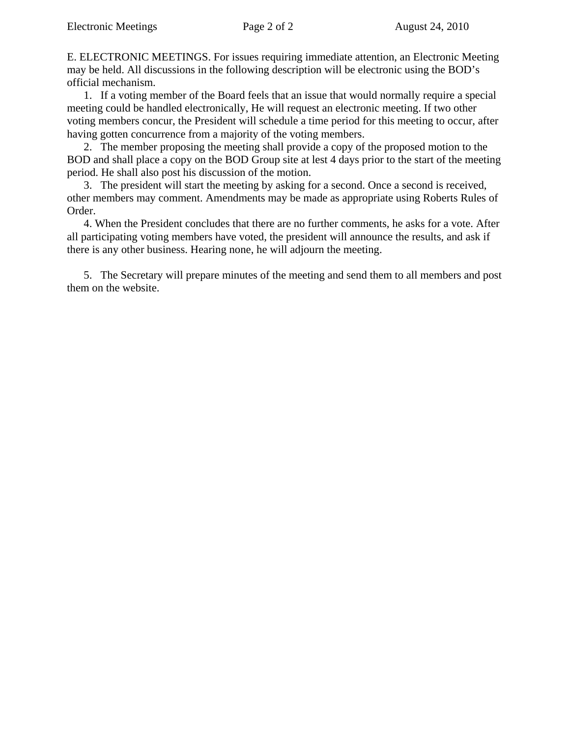E. ELECTRONIC MEETINGS. For issues requiring immediate attention, an Electronic Meeting may be held. All discussions in the following description will be electronic using the BOD's official mechanism.

1. If a voting member of the Board feels that an issue that would normally require a special meeting could be handled electronically, He will request an electronic meeting. If two other voting members concur, the President will schedule a time period for this meeting to occur, after having gotten concurrence from a majority of the voting members.
2. The member proposing the meeting shall provide a copy of the proposed motion to the BOD and shall place a copy on the BOD Group site at lest 4 days prior to the start of the meeting period. He shall also post his discussion of the motion.
3. The president will start the meeting by asking for a second. Once a second is received, other members may comment. Amendments may be made as appropriate using Roberts Rules of Order.
4. When the President concludes that there are no further comments, he asks for a vote. After all participating voting members have voted, the president will announce the results, and ask if there is any other business. Hearing none, he will adjourn the meeting.
5. The Secretary will prepare minutes of the meeting and send them to all members and post them on the website.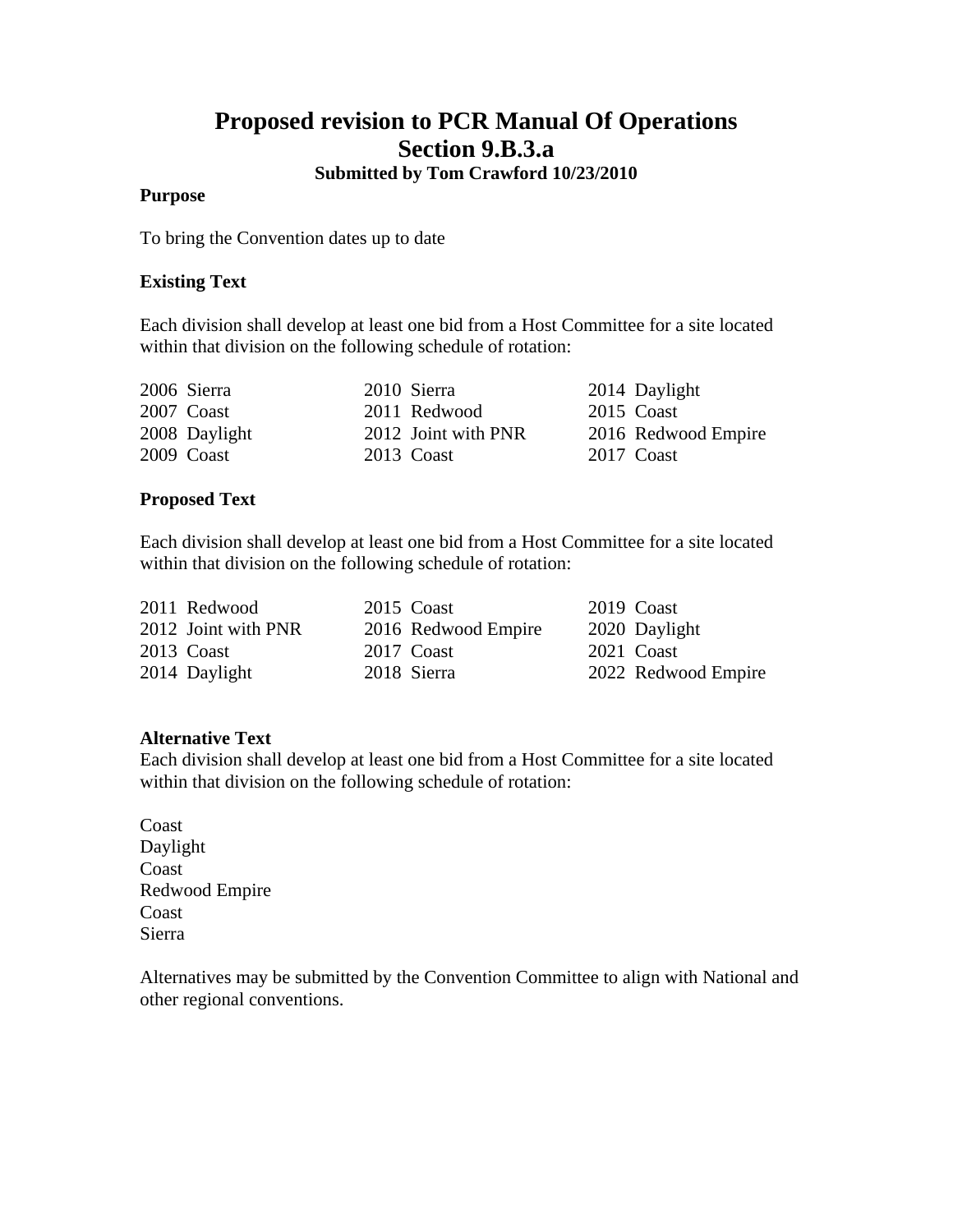# Proposed revision to PCR Manual Of Operations
# Section 9.B.3.a
### Submitted by Tom Crawford 10/23/2010

**Purpose**

To bring the Convention dates up to date

**Existing Text**

Each division shall develop at least one bid from a Host Committee for a site located within that division on the following schedule of rotation:

| | | |
|---|---|---|
| 2006 Sierra | 2010 Sierra | 2014 Daylight |
| 2007 Coast | 2011 Redwood | 2015 Coast |
| 2008 Daylight | 2012 Joint with PNR | 2016 Redwood Empire |
| 2009 Coast | 2013 Coast | 2017 Coast |

**Proposed Text**

Each division shall develop at least one bid from a Host Committee for a site located within that division on the following schedule of rotation:

| | | |
|---|---|---|
| 2011 Redwood | 2015 Coast | 2019 Coast |
| 2012 Joint with PNR | 2016 Redwood Empire | 2020 Daylight |
| 2013 Coast | 2017 Coast | 2021 Coast |
| 2014 Daylight | 2018 Sierra | 2022 Redwood Empire |

**Alternative Text**

Each division shall develop at least one bid from a Host Committee for a site located within that division on the following schedule of rotation:

Coast
Daylight
Coast
Redwood Empire
Coast
Sierra

Alternatives may be submitted by the Convention Committee to align with National and other regional conventions.